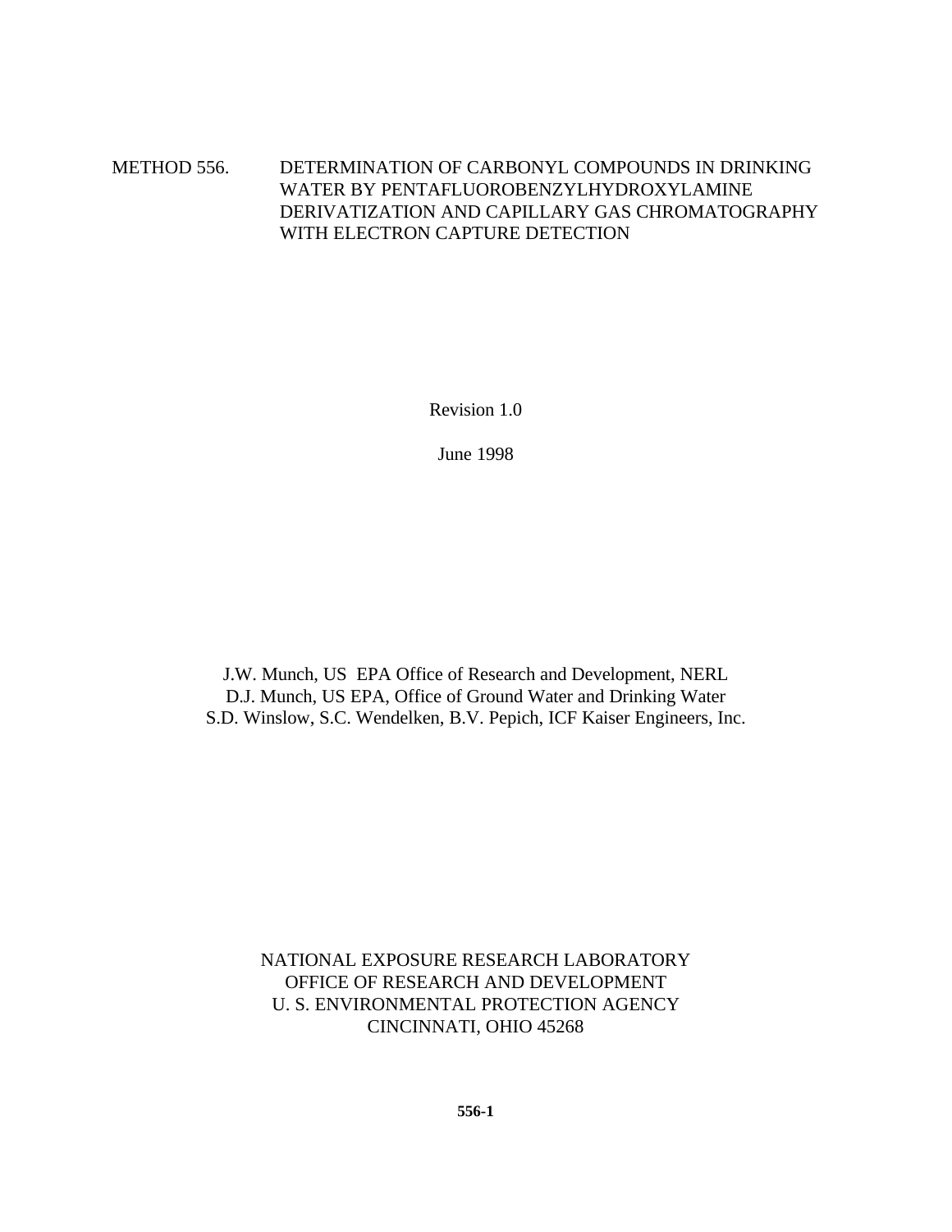# METHOD 556. DETERMINATION OF CARBONYL COMPOUNDS IN DRINKING WATER BY PENTAFLUOROBENZYLHYDROXYLAMINE DERIVATIZATION AND CAPILLARY GAS CHROMATOGRAPHY WITH ELECTRON CAPTURE DETECTION

Revision 1.0

June 1998

J.W. Munch, US EPA Office of Research and Development, NERL
D.J. Munch, US EPA, Office of Ground Water and Drinking Water
S.D. Winslow, S.C. Wendelken, B.V. Pepich, ICF Kaiser Engineers, Inc.

NATIONAL EXPOSURE RESEARCH LABORATORY
OFFICE OF RESEARCH AND DEVELOPMENT
U. S. ENVIRONMENTAL PROTECTION AGENCY
CINCINNATI, OHIO 45268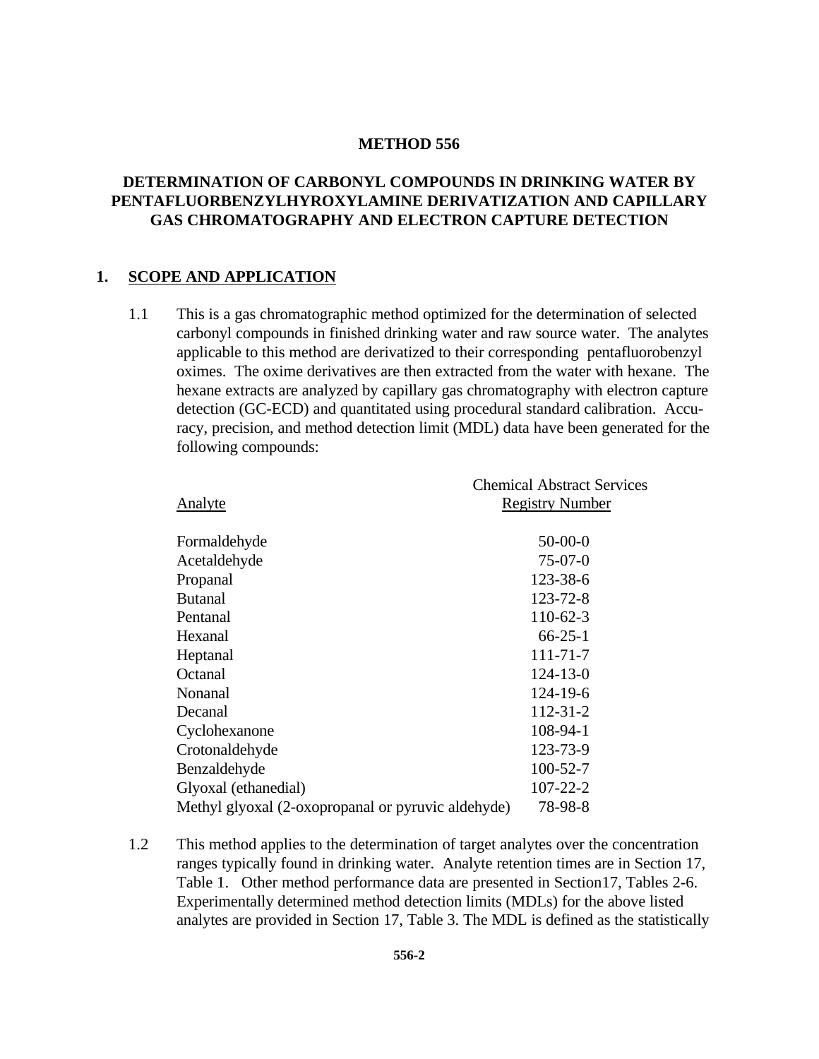# METHOD 556

## DETERMINATION OF CARBONYL COMPOUNDS IN DRINKING WATER BY PENTAFLUORBENZYLHYROXYLAMINE DERIVATIZATION AND CAPILLARY GAS CHROMATOGRAPHY AND ELECTRON CAPTURE DETECTION

## 1. SCOPE AND APPLICATION

1.1 This is a gas chromatographic method optimized for the determination of selected carbonyl compounds in finished drinking water and raw source water. The analytes applicable to this method are derivatized to their corresponding pentafluorobenzyl oximes. The oxime derivatives are then extracted from the water with hexane. The hexane extracts are analyzed by capillary gas chromatography with electron capture detection (GC-ECD) and quantitated using procedural standard calibration. Accuracy, precision, and method detection limit (MDL) data have been generated for the following compounds:

| Analyte | Chemical Abstract Services Registry Number |
|---|---|
| Formaldehyde | 50-00-0 |
| Acetaldehyde | 75-07-0 |
| Propanal | 123-38-6 |
| Butanal | 123-72-8 |
| Pentanal | 110-62-3 |
| Hexanal | 66-25-1 |
| Heptanal | 111-71-7 |
| Octanal | 124-13-0 |
| Nonanal | 124-19-6 |
| Decanal | 112-31-2 |
| Cyclohexanone | 108-94-1 |
| Crotonaldehyde | 123-73-9 |
| Benzaldehyde | 100-52-7 |
| Glyoxal (ethanedial) | 107-22-2 |
| Methyl glyoxal (2-oxopropanal or pyruvic aldehyde) | 78-98-8 |

1.2 This method applies to the determination of target analytes over the concentration ranges typically found in drinking water. Analyte retention times are in Section 17, Table 1. Other method performance data are presented in Section17, Tables 2-6. Experimentally determined method detection limits (MDLs) for the above listed analytes are provided in Section 17, Table 3. The MDL is defined as the statistically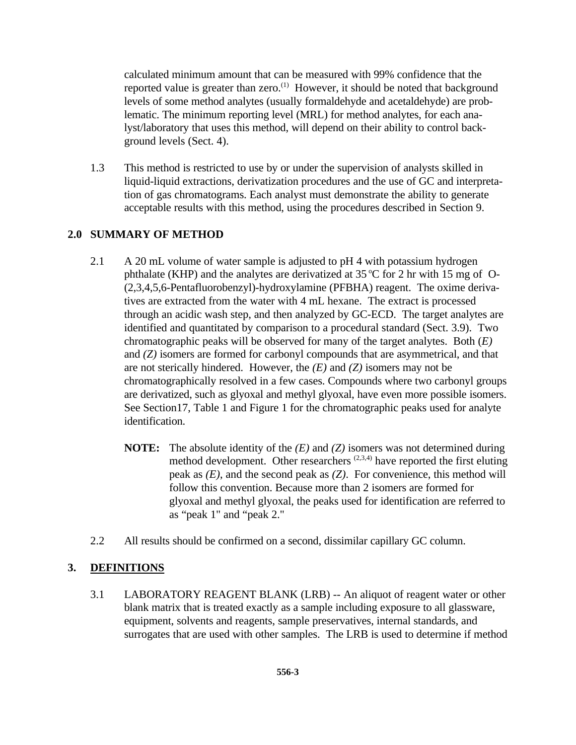calculated minimum amount that can be measured with 99% confidence that the reported value is greater than zero.[1] However, it should be noted that background levels of some method analytes (usually formaldehyde and acetaldehyde) are problematic. The minimum reporting level (MRL) for method analytes, for each analyst/laboratory that uses this method, will depend on their ability to control background levels (Sect. 4).

1.3 This method is restricted to use by or under the supervision of analysts skilled in liquid-liquid extractions, derivatization procedures and the use of GC and interpretation of gas chromatograms. Each analyst must demonstrate the ability to generate acceptable results with this method, using the procedures described in Section 9.

## 2.0 SUMMARY OF METHOD

2.1 A 20 mL volume of water sample is adjusted to pH 4 with potassium hydrogen phthalate (KHP) and the analytes are derivatized at 35 $^{o}$C for 2 hr with 15 mg of O-(2,3,4,5,6-Pentafluorobenzyl)-hydroxylamine (PFBHA) reagent. The oxime derivatives are extracted from the water with 4 mL hexane. The extract is processed through an acidic wash step, and then analyzed by GC-ECD. The target analytes are identified and quantitated by comparison to a procedural standard (Sect. 3.9). Two chromatographic peaks will be observed for many of the target analytes. Both (*E)* and *(Z)* isomers are formed for carbonyl compounds that are asymmetrical, and that are not sterically hindered. However, the *(E)* and *(Z)* isomers may not be chromatographically resolved in a few cases. Compounds where two carbonyl groups are derivatized, such as glyoxal and methyl glyoxal, have even more possible isomers. See Section17, Table 1 and Figure 1 for the chromatographic peaks used for analyte identification.

**NOTE:** The absolute identity of the *(E)* and *(Z)* isomers was not determined during method development. Other researchers [2,3,4] have reported the first eluting peak as *(E)*, and the second peak as *(Z)*. For convenience, this method will follow this convention. Because more than 2 isomers are formed for glyoxal and methyl glyoxal, the peaks used for identification are referred to as "peak 1" and "peak 2."

2.2 All results should be confirmed on a second, dissimilar capillary GC column.

## 3. <u>DEFINITIONS</u>

3.1 LABORATORY REAGENT BLANK (LRB) -- An aliquot of reagent water or other blank matrix that is treated exactly as a sample including exposure to all glassware, equipment, solvents and reagents, sample preservatives, internal standards, and surrogates that are used with other samples. The LRB is used to determine if method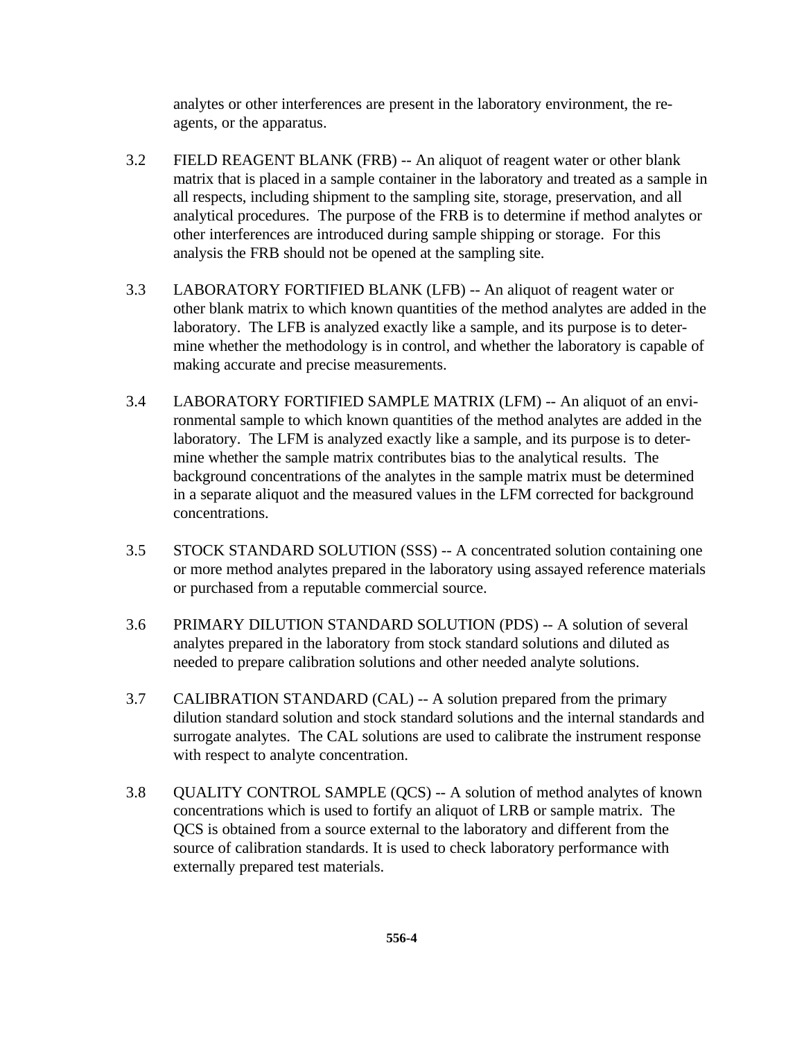analytes or other interferences are present in the laboratory environment, the reagents, or the apparatus.

3.2 FIELD REAGENT BLANK (FRB) -- An aliquot of reagent water or other blank matrix that is placed in a sample container in the laboratory and treated as a sample in all respects, including shipment to the sampling site, storage, preservation, and all analytical procedures. The purpose of the FRB is to determine if method analytes or other interferences are introduced during sample shipping or storage. For this analysis the FRB should not be opened at the sampling site.

3.3 LABORATORY FORTIFIED BLANK (LFB) -- An aliquot of reagent water or other blank matrix to which known quantities of the method analytes are added in the laboratory. The LFB is analyzed exactly like a sample, and its purpose is to determine whether the methodology is in control, and whether the laboratory is capable of making accurate and precise measurements.

3.4 LABORATORY FORTIFIED SAMPLE MATRIX (LFM) -- An aliquot of an environmental sample to which known quantities of the method analytes are added in the laboratory. The LFM is analyzed exactly like a sample, and its purpose is to determine whether the sample matrix contributes bias to the analytical results. The background concentrations of the analytes in the sample matrix must be determined in a separate aliquot and the measured values in the LFM corrected for background concentrations.

3.5 STOCK STANDARD SOLUTION (SSS) -- A concentrated solution containing one or more method analytes prepared in the laboratory using assayed reference materials or purchased from a reputable commercial source.

3.6 PRIMARY DILUTION STANDARD SOLUTION (PDS) -- A solution of several analytes prepared in the laboratory from stock standard solutions and diluted as needed to prepare calibration solutions and other needed analyte solutions.

3.7 CALIBRATION STANDARD (CAL) -- A solution prepared from the primary dilution standard solution and stock standard solutions and the internal standards and surrogate analytes. The CAL solutions are used to calibrate the instrument response with respect to analyte concentration.

3.8 QUALITY CONTROL SAMPLE (QCS) -- A solution of method analytes of known concentrations which is used to fortify an aliquot of LRB or sample matrix. The QCS is obtained from a source external to the laboratory and different from the source of calibration standards. It is used to check laboratory performance with externally prepared test materials.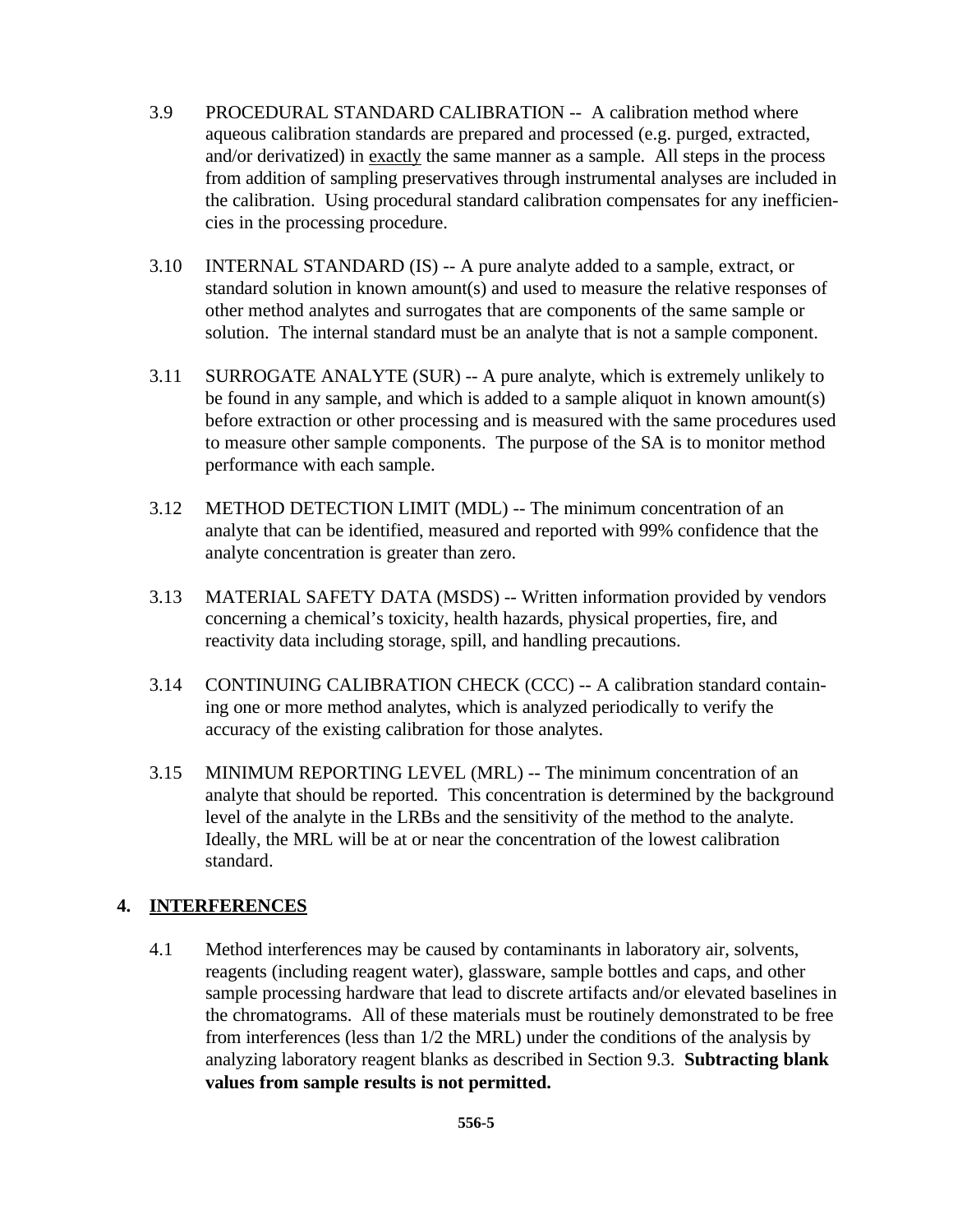3.9 PROCEDURAL STANDARD CALIBRATION -- A calibration method where aqueous calibration standards are prepared and processed (e.g. purged, extracted, and/or derivatized) in exactly the same manner as a sample. All steps in the process from addition of sampling preservatives through instrumental analyses are included in the calibration. Using procedural standard calibration compensates for any inefficiencies in the processing procedure.

3.10 INTERNAL STANDARD (IS) -- A pure analyte added to a sample, extract, or standard solution in known amount(s) and used to measure the relative responses of other method analytes and surrogates that are components of the same sample or solution. The internal standard must be an analyte that is not a sample component.

3.11 SURROGATE ANALYTE (SUR) -- A pure analyte, which is extremely unlikely to be found in any sample, and which is added to a sample aliquot in known amount(s) before extraction or other processing and is measured with the same procedures used to measure other sample components. The purpose of the SA is to monitor method performance with each sample.

3.12 METHOD DETECTION LIMIT (MDL) -- The minimum concentration of an analyte that can be identified, measured and reported with 99% confidence that the analyte concentration is greater than zero.

3.13 MATERIAL SAFETY DATA (MSDS) -- Written information provided by vendors concerning a chemical's toxicity, health hazards, physical properties, fire, and reactivity data including storage, spill, and handling precautions.

3.14 CONTINUING CALIBRATION CHECK (CCC) -- A calibration standard containing one or more method analytes, which is analyzed periodically to verify the accuracy of the existing calibration for those analytes.

3.15 MINIMUM REPORTING LEVEL (MRL) -- The minimum concentration of an analyte that should be reported. This concentration is determined by the background level of the analyte in the LRBs and the sensitivity of the method to the analyte. Ideally, the MRL will be at or near the concentration of the lowest calibration standard.

## 4. INTERFERENCES

4.1 Method interferences may be caused by contaminants in laboratory air, solvents, reagents (including reagent water), glassware, sample bottles and caps, and other sample processing hardware that lead to discrete artifacts and/or elevated baselines in the chromatograms. All of these materials must be routinely demonstrated to be free from interferences (less than 1/2 the MRL) under the conditions of the analysis by analyzing laboratory reagent blanks as described in Section 9.3. **Subtracting blank values from sample results is not permitted.**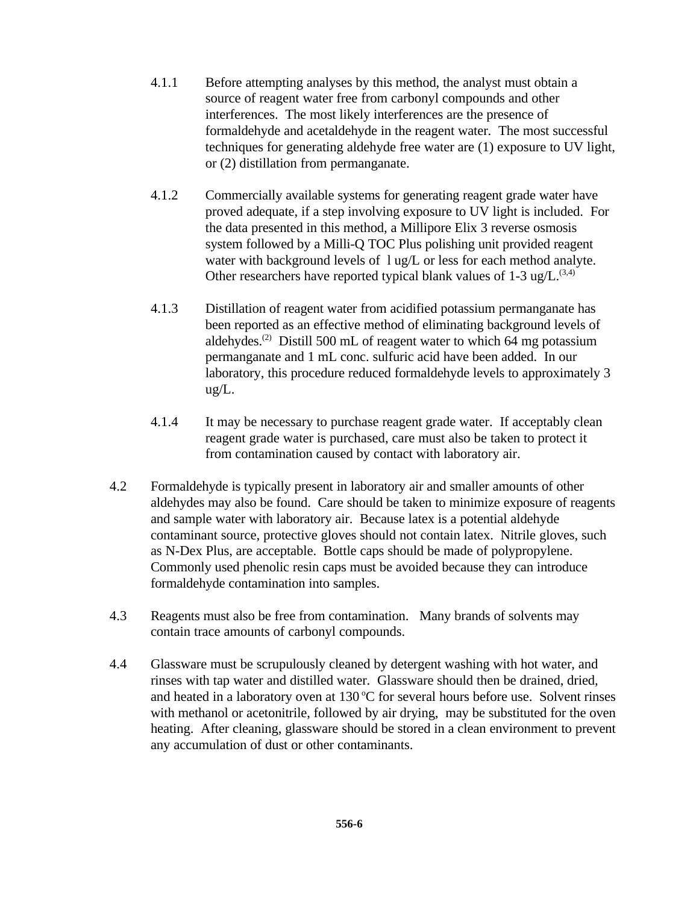4.1.1 Before attempting analyses by this method, the analyst must obtain a source of reagent water free from carbonyl compounds and other interferences. The most likely interferences are the presence of formaldehyde and acetaldehyde in the reagent water. The most successful techniques for generating aldehyde free water are (1) exposure to UV light, or (2) distillation from permanganate.

4.1.2 Commercially available systems for generating reagent grade water have proved adequate, if a step involving exposure to UV light is included. For the data presented in this method, a Millipore Elix 3 reverse osmosis system followed by a Milli-Q TOC Plus polishing unit provided reagent water with background levels of l ug/L or less for each method analyte. Other researchers have reported typical blank values of 1-3 ug/L.[3,4]

4.1.3 Distillation of reagent water from acidified potassium permanganate has been reported as an effective method of eliminating background levels of aldehydes.[2] Distill 500 mL of reagent water to which 64 mg potassium permanganate and 1 mL conc. sulfuric acid have been added. In our laboratory, this procedure reduced formaldehyde levels to approximately 3 ug/L.

4.1.4 It may be necessary to purchase reagent grade water. If acceptably clean reagent grade water is purchased, care must also be taken to protect it from contamination caused by contact with laboratory air.

4.2 Formaldehyde is typically present in laboratory air and smaller amounts of other aldehydes may also be found. Care should be taken to minimize exposure of reagents and sample water with laboratory air. Because latex is a potential aldehyde contaminant source, protective gloves should not contain latex. Nitrile gloves, such as N-Dex Plus, are acceptable. Bottle caps should be made of polypropylene. Commonly used phenolic resin caps must be avoided because they can introduce formaldehyde contamination into samples.

4.3 Reagents must also be free from contamination. Many brands of solvents may contain trace amounts of carbonyl compounds.

4.4 Glassware must be scrupulously cleaned by detergent washing with hot water, and rinses with tap water and distilled water. Glassware should then be drained, dried, and heated in a laboratory oven at 130 $^{o}$C for several hours before use. Solvent rinses with methanol or acetonitrile, followed by air drying, may be substituted for the oven heating. After cleaning, glassware should be stored in a clean environment to prevent any accumulation of dust or other contaminants.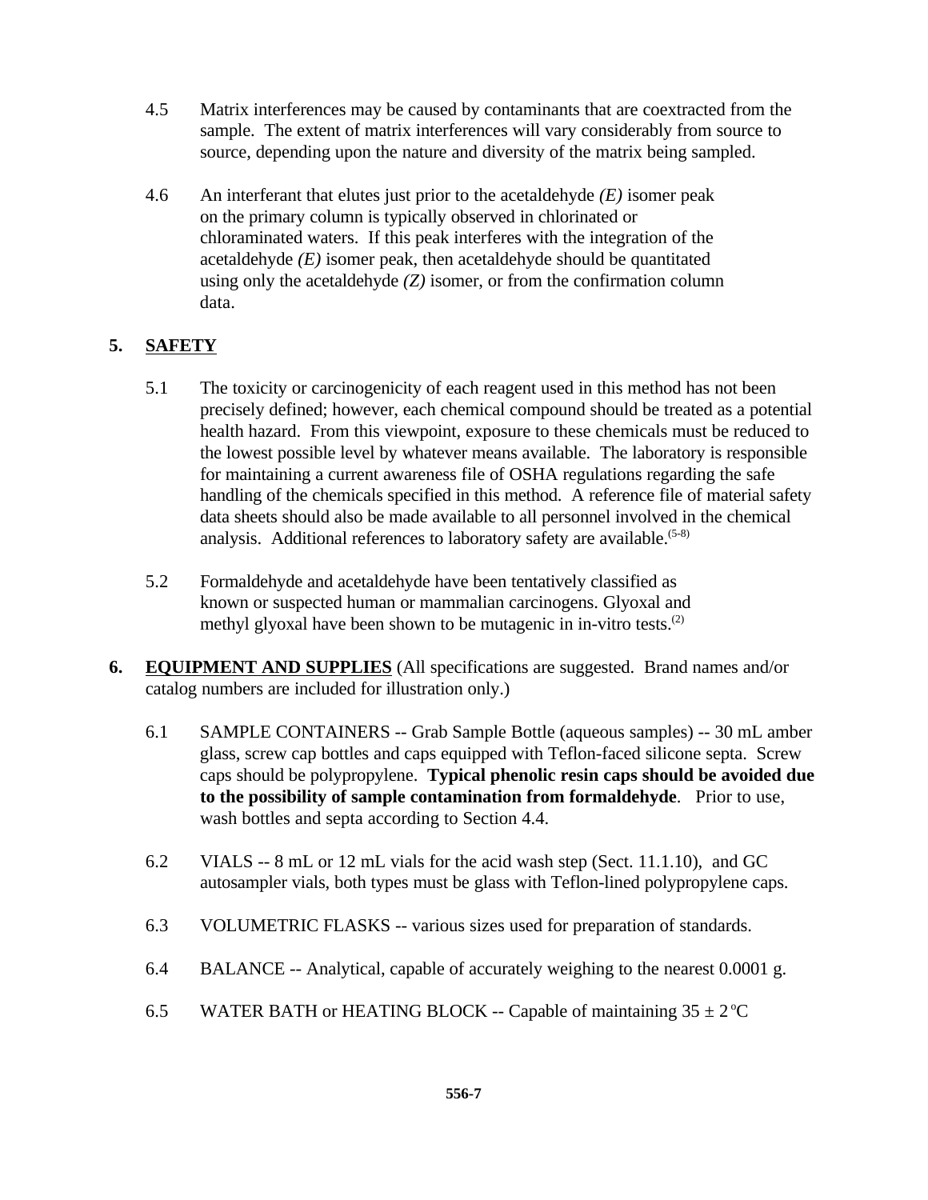4.5 Matrix interferences may be caused by contaminants that are coextracted from the sample. The extent of matrix interferences will vary considerably from source to source, depending upon the nature and diversity of the matrix being sampled.

4.6 An interferant that elutes just prior to the acetaldehyde *(E)* isomer peak on the primary column is typically observed in chlorinated or chloraminated waters. If this peak interferes with the integration of the acetaldehyde *(E)* isomer peak, then acetaldehyde should be quantitated using only the acetaldehyde *(Z)* isomer, or from the confirmation column data.

## 5. SAFETY

5.1 The toxicity or carcinogenicity of each reagent used in this method has not been precisely defined; however, each chemical compound should be treated as a potential health hazard. From this viewpoint, exposure to these chemicals must be reduced to the lowest possible level by whatever means available. The laboratory is responsible for maintaining a current awareness file of OSHA regulations regarding the safe handling of the chemicals specified in this method. A reference file of material safety data sheets should also be made available to all personnel involved in the chemical analysis. Additional references to laboratory safety are available.[5-8]

5.2 Formaldehyde and acetaldehyde have been tentatively classified as known or suspected human or mammalian carcinogens. Glyoxal and methyl glyoxal have been shown to be mutagenic in in-vitro tests.[2]

## 6. EQUIPMENT AND SUPPLIES (All specifications are suggested. Brand names and/or catalog numbers are included for illustration only.)

6.1 SAMPLE CONTAINERS -- Grab Sample Bottle (aqueous samples) -- 30 mL amber glass, screw cap bottles and caps equipped with Teflon-faced silicone septa. Screw caps should be polypropylene. **Typical phenolic resin caps should be avoided due to the possibility of sample contamination from formaldehyde**. Prior to use, wash bottles and septa according to Section 4.4.

6.2 VIALS -- 8 mL or 12 mL vials for the acid wash step (Sect. 11.1.10), and GC autosampler vials, both types must be glass with Teflon-lined polypropylene caps.

6.3 VOLUMETRIC FLASKS -- various sizes used for preparation of standards.

6.4 BALANCE -- Analytical, capable of accurately weighing to the nearest 0.0001 g.

6.5 WATER BATH or HEATING BLOCK -- Capable of maintaining $35 \pm 2\,^{o}C$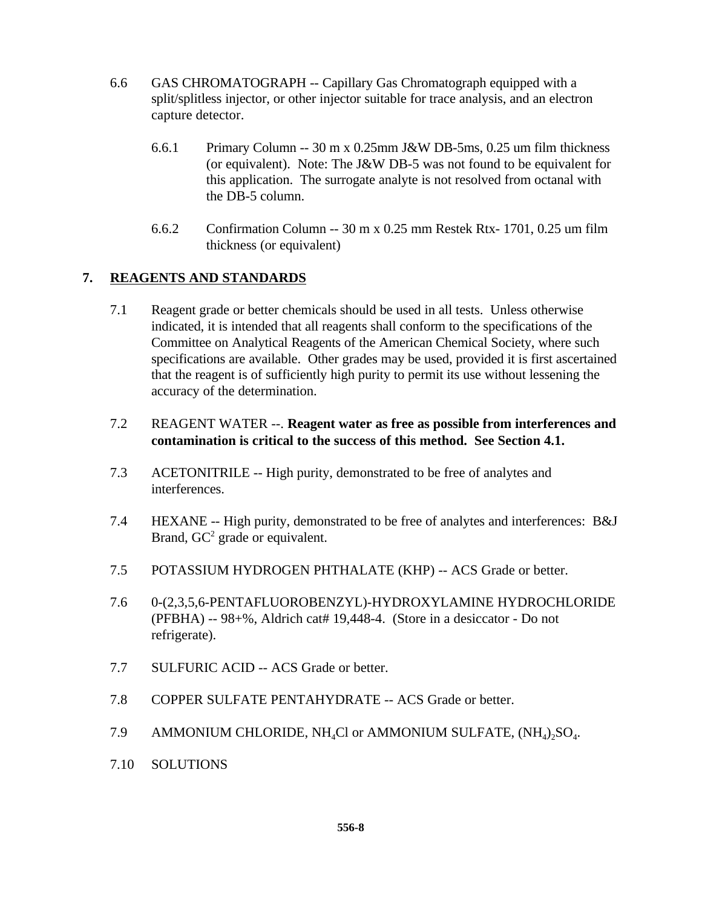6.6 GAS CHROMATOGRAPH -- Capillary Gas Chromatograph equipped with a split/splitless injector, or other injector suitable for trace analysis, and an electron capture detector.

6.6.1 Primary Column -- 30 m x 0.25mm J&W DB-5ms, 0.25 um film thickness (or equivalent). Note: The J&W DB-5 was not found to be equivalent for this application. The surrogate analyte is not resolved from octanal with the DB-5 column.

6.6.2 Confirmation Column -- 30 m x 0.25 mm Restek Rtx- 1701, 0.25 um film thickness (or equivalent)

## 7. REAGENTS AND STANDARDS

7.1 Reagent grade or better chemicals should be used in all tests. Unless otherwise indicated, it is intended that all reagents shall conform to the specifications of the Committee on Analytical Reagents of the American Chemical Society, where such specifications are available. Other grades may be used, provided it is first ascertained that the reagent is of sufficiently high purity to permit its use without lessening the accuracy of the determination.

7.2 REAGENT WATER --. **Reagent water as free as possible from interferences and contamination is critical to the success of this method. See Section 4.1.**

7.3 ACETONITRILE -- High purity, demonstrated to be free of analytes and interferences.

7.4 HEXANE -- High purity, demonstrated to be free of analytes and interferences: B&J Brand, $GC^2$ grade or equivalent.

7.5 POTASSIUM HYDROGEN PHTHALATE (KHP) -- ACS Grade or better.

7.6 0-(2,3,5,6-PENTAFLUOROBENZYL)-HYDROXYLAMINE HYDROCHLORIDE (PFBHA) -- 98+%, Aldrich cat# 19,448-4. (Store in a desiccator - Do not refrigerate).

7.7 SULFURIC ACID -- ACS Grade or better.

7.8 COPPER SULFATE PENTAHYDRATE -- ACS Grade or better.

7.9 AMMONIUM CHLORIDE, $NH_4Cl$ or AMMONIUM SULFATE, $(NH_4)_2SO_4$.

7.10 SOLUTIONS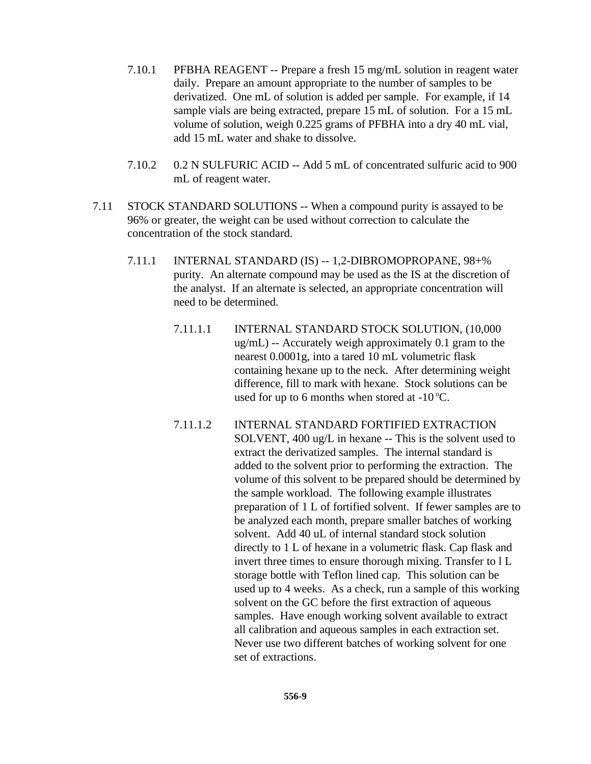7.10.1 PFBHA REAGENT -- Prepare a fresh 15 mg/mL solution in reagent water daily. Prepare an amount appropriate to the number of samples to be derivatized. One mL of solution is added per sample. For example, if 14 sample vials are being extracted, prepare 15 mL of solution. For a 15 mL volume of solution, weigh 0.225 grams of PFBHA into a dry 40 mL vial, add 15 mL water and shake to dissolve.

7.10.2 0.2 N SULFURIC ACID -- Add 5 mL of concentrated sulfuric acid to 900 mL of reagent water.

7.11 STOCK STANDARD SOLUTIONS -- When a compound purity is assayed to be 96% or greater, the weight can be used without correction to calculate the concentration of the stock standard.

7.11.1 INTERNAL STANDARD (IS) -- 1,2-DIBROMOPROPANE, 98+% purity. An alternate compound may be used as the IS at the discretion of the analyst. If an alternate is selected, an appropriate concentration will need to be determined.

7.11.1.1 INTERNAL STANDARD STOCK SOLUTION, (10,000 ug/mL) -- Accurately weigh approximately 0.1 gram to the nearest 0.0001g, into a tared 10 mL volumetric flask containing hexane up to the neck. After determining weight difference, fill to mark with hexane. Stock solutions can be used for up to 6 months when stored at -10 °C.

7.11.1.2 INTERNAL STANDARD FORTIFIED EXTRACTION SOLVENT, 400 ug/L in hexane -- This is the solvent used to extract the derivatized samples. The internal standard is added to the solvent prior to performing the extraction. The volume of this solvent to be prepared should be determined by the sample workload. The following example illustrates preparation of 1 L of fortified solvent. If fewer samples are to be analyzed each month, prepare smaller batches of working solvent. Add 40 uL of internal standard stock solution directly to 1 L of hexane in a volumetric flask. Cap flask and invert three times to ensure thorough mixing. Transfer to l L storage bottle with Teflon lined cap. This solution can be used up to 4 weeks. As a check, run a sample of this working solvent on the GC before the first extraction of aqueous samples. Have enough working solvent available to extract all calibration and aqueous samples in each extraction set. Never use two different batches of working solvent for one set of extractions.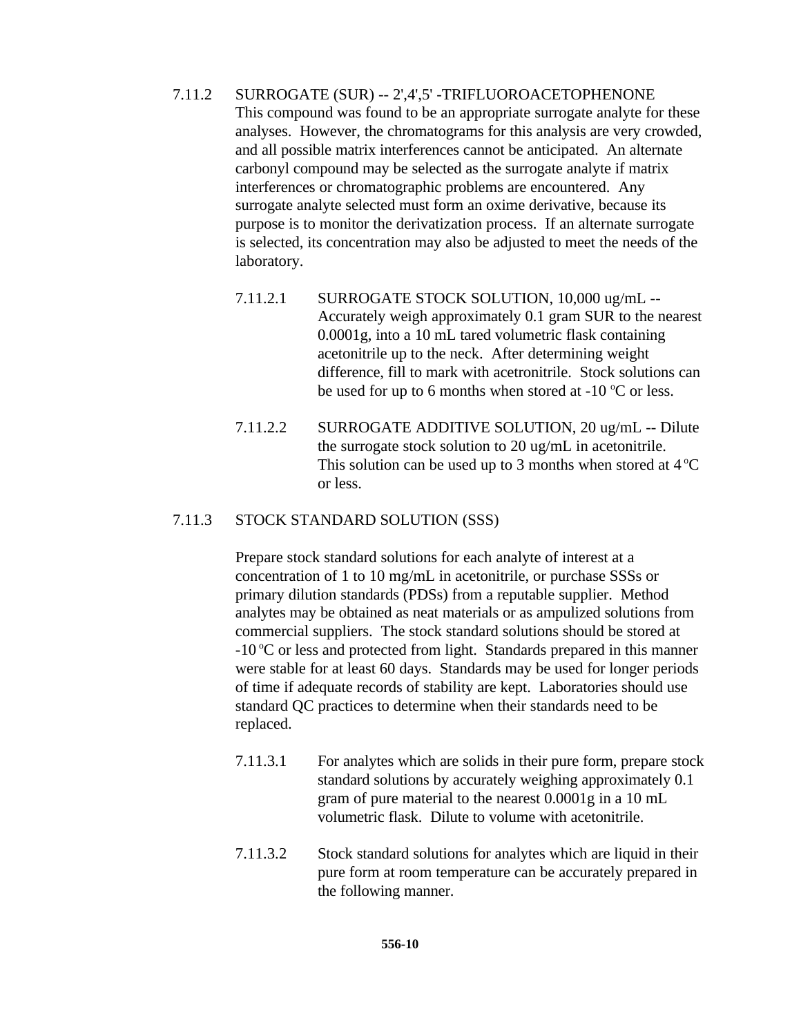7.11.2 SURROGATE (SUR) -- 2',4',5' -TRIFLUOROACETOPHENONE
This compound was found to be an appropriate surrogate analyte for these analyses. However, the chromatograms for this analysis are very crowded, and all possible matrix interferences cannot be anticipated. An alternate carbonyl compound may be selected as the surrogate analyte if matrix interferences or chromatographic problems are encountered. Any surrogate analyte selected must form an oxime derivative, because its purpose is to monitor the derivatization process. If an alternate surrogate is selected, its concentration may also be adjusted to meet the needs of the laboratory.

7.11.2.1 SURROGATE STOCK SOLUTION, 10,000 ug/mL -- Accurately weigh approximately 0.1 gram SUR to the nearest 0.0001g, into a 10 mL tared volumetric flask containing acetonitrile up to the neck. After determining weight difference, fill to mark with acetronitrile. Stock solutions can be used for up to 6 months when stored at -10 $^{o}$C or less.

7.11.2.2 SURROGATE ADDITIVE SOLUTION, 20 ug/mL -- Dilute the surrogate stock solution to 20 ug/mL in acetonitrile. This solution can be used up to 3 months when stored at 4 $^{o}$C or less.

7.11.3 STOCK STANDARD SOLUTION (SSS)

Prepare stock standard solutions for each analyte of interest at a concentration of 1 to 10 mg/mL in acetonitrile, or purchase SSSs or primary dilution standards (PDSs) from a reputable supplier. Method analytes may be obtained as neat materials or as ampulized solutions from commercial suppliers. The stock standard solutions should be stored at -10 $^{o}$C or less and protected from light. Standards prepared in this manner were stable for at least 60 days. Standards may be used for longer periods of time if adequate records of stability are kept. Laboratories should use standard QC practices to determine when their standards need to be replaced.

7.11.3.1 For analytes which are solids in their pure form, prepare stock standard solutions by accurately weighing approximately 0.1 gram of pure material to the nearest 0.0001g in a 10 mL volumetric flask. Dilute to volume with acetonitrile.

7.11.3.2 Stock standard solutions for analytes which are liquid in their pure form at room temperature can be accurately prepared in the following manner.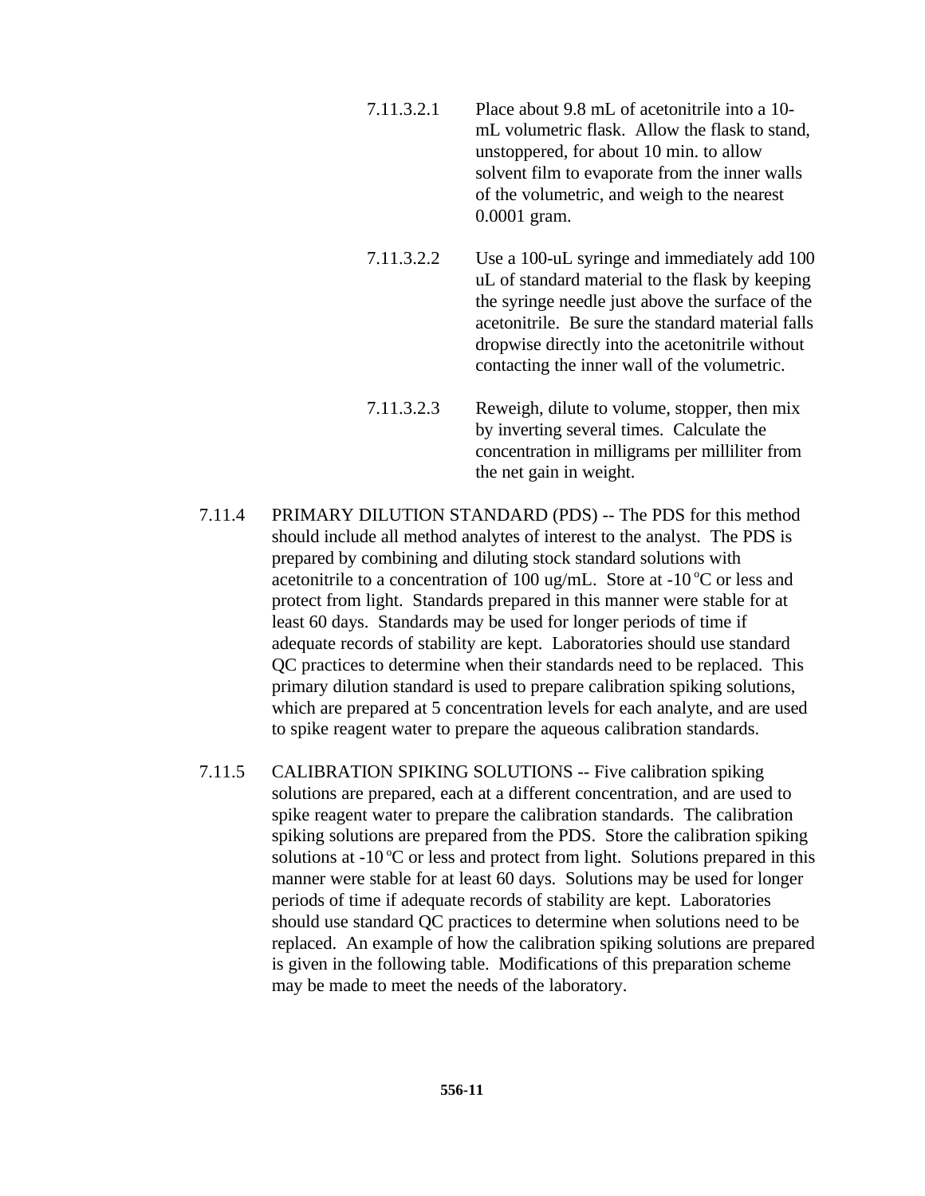7.11.3.2.1 Place about 9.8 mL of acetonitrile into a 10-mL volumetric flask. Allow the flask to stand, unstoppered, for about 10 min. to allow solvent film to evaporate from the inner walls of the volumetric, and weigh to the nearest 0.0001 gram.

7.11.3.2.2 Use a 100-uL syringe and immediately add 100 uL of standard material to the flask by keeping the syringe needle just above the surface of the acetonitrile. Be sure the standard material falls dropwise directly into the acetonitrile without contacting the inner wall of the volumetric.

7.11.3.2.3 Reweigh, dilute to volume, stopper, then mix by inverting several times. Calculate the concentration in milligrams per milliliter from the net gain in weight.

7.11.4 PRIMARY DILUTION STANDARD (PDS) -- The PDS for this method should include all method analytes of interest to the analyst. The PDS is prepared by combining and diluting stock standard solutions with acetonitrile to a concentration of 100 ug/mL. Store at -10 $^{o}$C or less and protect from light. Standards prepared in this manner were stable for at least 60 days. Standards may be used for longer periods of time if adequate records of stability are kept. Laboratories should use standard QC practices to determine when their standards need to be replaced. This primary dilution standard is used to prepare calibration spiking solutions, which are prepared at 5 concentration levels for each analyte, and are used to spike reagent water to prepare the aqueous calibration standards.

7.11.5 CALIBRATION SPIKING SOLUTIONS -- Five calibration spiking solutions are prepared, each at a different concentration, and are used to spike reagent water to prepare the calibration standards. The calibration spiking solutions are prepared from the PDS. Store the calibration spiking solutions at -10 $^{o}$C or less and protect from light. Solutions prepared in this manner were stable for at least 60 days. Solutions may be used for longer periods of time if adequate records of stability are kept. Laboratories should use standard QC practices to determine when solutions need to be replaced. An example of how the calibration spiking solutions are prepared is given in the following table. Modifications of this preparation scheme may be made to meet the needs of the laboratory.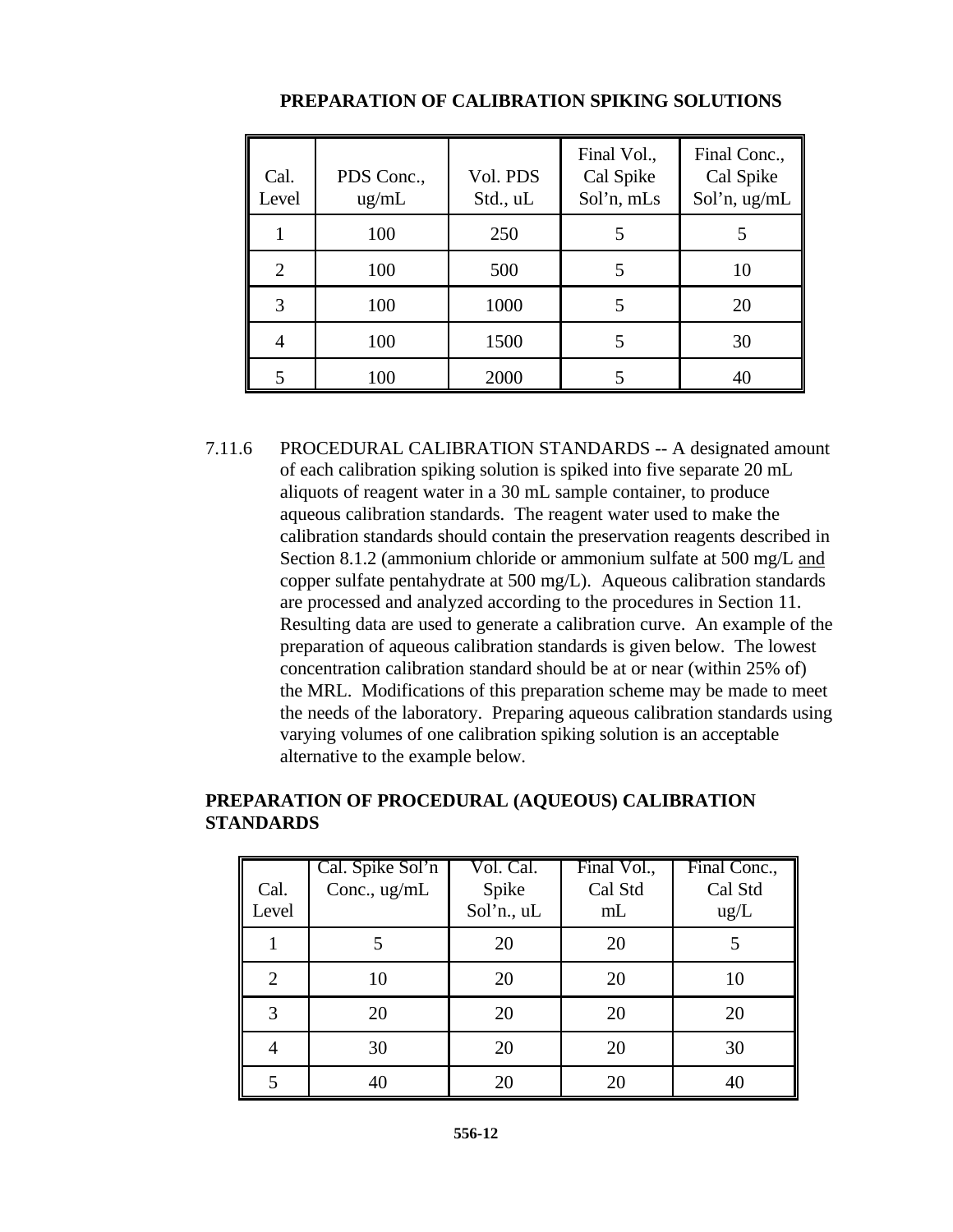**PREPARATION OF CALIBRATION SPIKING SOLUTIONS**

| Cal. Level | PDS Conc., ug/mL | Vol. PDS Std., uL | Final Vol., Cal Spike Sol'n, mLs | Final Conc., Cal Spike Sol'n, ug/mL |
|---|---|---|---|---|
| 1 | 100 | 250 | 5 | 5 |
| 2 | 100 | 500 | 5 | 10 |
| 3 | 100 | 1000 | 5 | 20 |
| 4 | 100 | 1500 | 5 | 30 |
| 5 | 100 | 2000 | 5 | 40 |

7.11.6 PROCEDURAL CALIBRATION STANDARDS -- A designated amount of each calibration spiking solution is spiked into five separate 20 mL aliquots of reagent water in a 30 mL sample container, to produce aqueous calibration standards. The reagent water used to make the calibration standards should contain the preservation reagents described in Section 8.1.2 (ammonium chloride or ammonium sulfate at 500 mg/L and copper sulfate pentahydrate at 500 mg/L). Aqueous calibration standards are processed and analyzed according to the procedures in Section 11. Resulting data are used to generate a calibration curve. An example of the preparation of aqueous calibration standards is given below. The lowest concentration calibration standard should be at or near (within 25% of) the MRL. Modifications of this preparation scheme may be made to meet the needs of the laboratory. Preparing aqueous calibration standards using varying volumes of one calibration spiking solution is an acceptable alternative to the example below.

**PREPARATION OF PROCEDURAL (AQUEOUS) CALIBRATION STANDARDS**

| Cal. Level | Cal. Spike Sol'n Conc., ug/mL | Vol. Cal. Spike Sol'n., uL | Final Vol., Cal Std mL | Final Conc., Cal Std ug/L |
|---|---|---|---|---|
| 1 | 5 | 20 | 20 | 5 |
| 2 | 10 | 20 | 20 | 10 |
| 3 | 20 | 20 | 20 | 20 |
| 4 | 30 | 20 | 20 | 30 |
| 5 | 40 | 20 | 20 | 40 |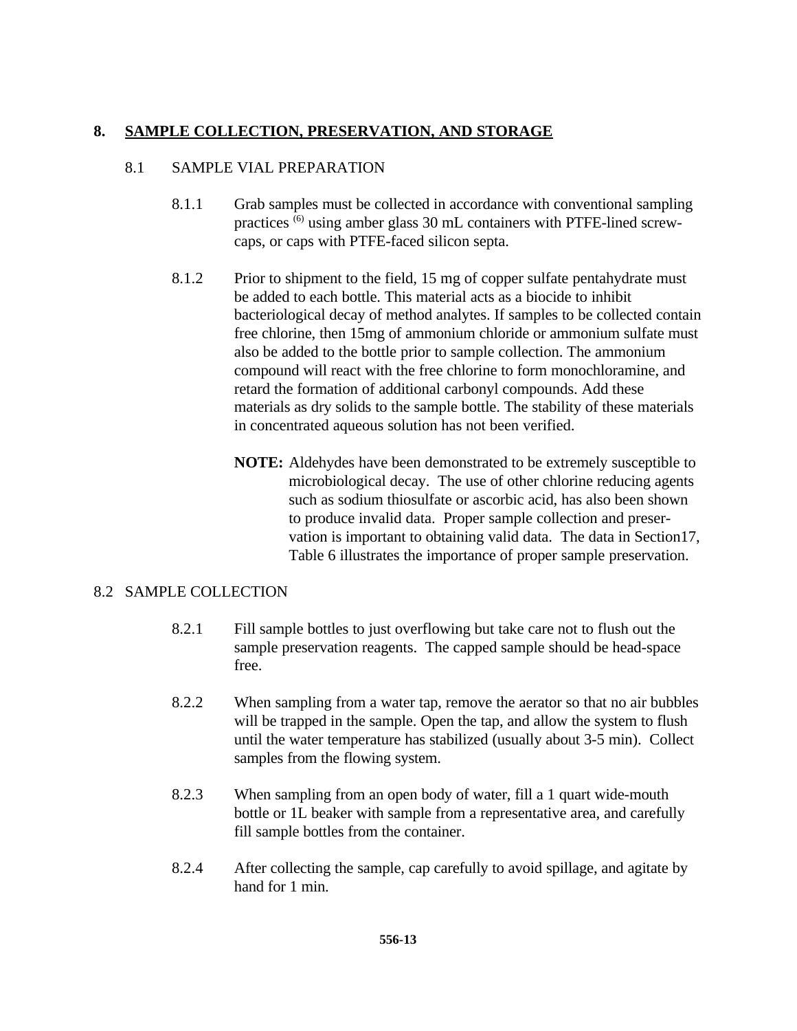## 8. SAMPLE COLLECTION, PRESERVATION, AND STORAGE

### 8.1 SAMPLE VIAL PREPARATION

8.1.1 Grab samples must be collected in accordance with conventional sampling practices [6] using amber glass 30 mL containers with PTFE-lined screw-caps, or caps with PTFE-faced silicon septa.

8.1.2 Prior to shipment to the field, 15 mg of copper sulfate pentahydrate must be added to each bottle. This material acts as a biocide to inhibit bacteriological decay of method analytes. If samples to be collected contain free chlorine, then 15mg of ammonium chloride or ammonium sulfate must also be added to the bottle prior to sample collection. The ammonium compound will react with the free chlorine to form monochloramine, and retard the formation of additional carbonyl compounds. Add these materials as dry solids to the sample bottle. The stability of these materials in concentrated aqueous solution has not been verified.

**NOTE:** Aldehydes have been demonstrated to be extremely susceptible to microbiological decay. The use of other chlorine reducing agents such as sodium thiosulfate or ascorbic acid, has also been shown to produce invalid data. Proper sample collection and preservation is important to obtaining valid data. The data in Section17, Table 6 illustrates the importance of proper sample preservation.

### 8.2 SAMPLE COLLECTION

8.2.1 Fill sample bottles to just overflowing but take care not to flush out the sample preservation reagents. The capped sample should be head-space free.

8.2.2 When sampling from a water tap, remove the aerator so that no air bubbles will be trapped in the sample. Open the tap, and allow the system to flush until the water temperature has stabilized (usually about 3-5 min). Collect samples from the flowing system.

8.2.3 When sampling from an open body of water, fill a 1 quart wide-mouth bottle or 1L beaker with sample from a representative area, and carefully fill sample bottles from the container.

8.2.4 After collecting the sample, cap carefully to avoid spillage, and agitate by hand for 1 min.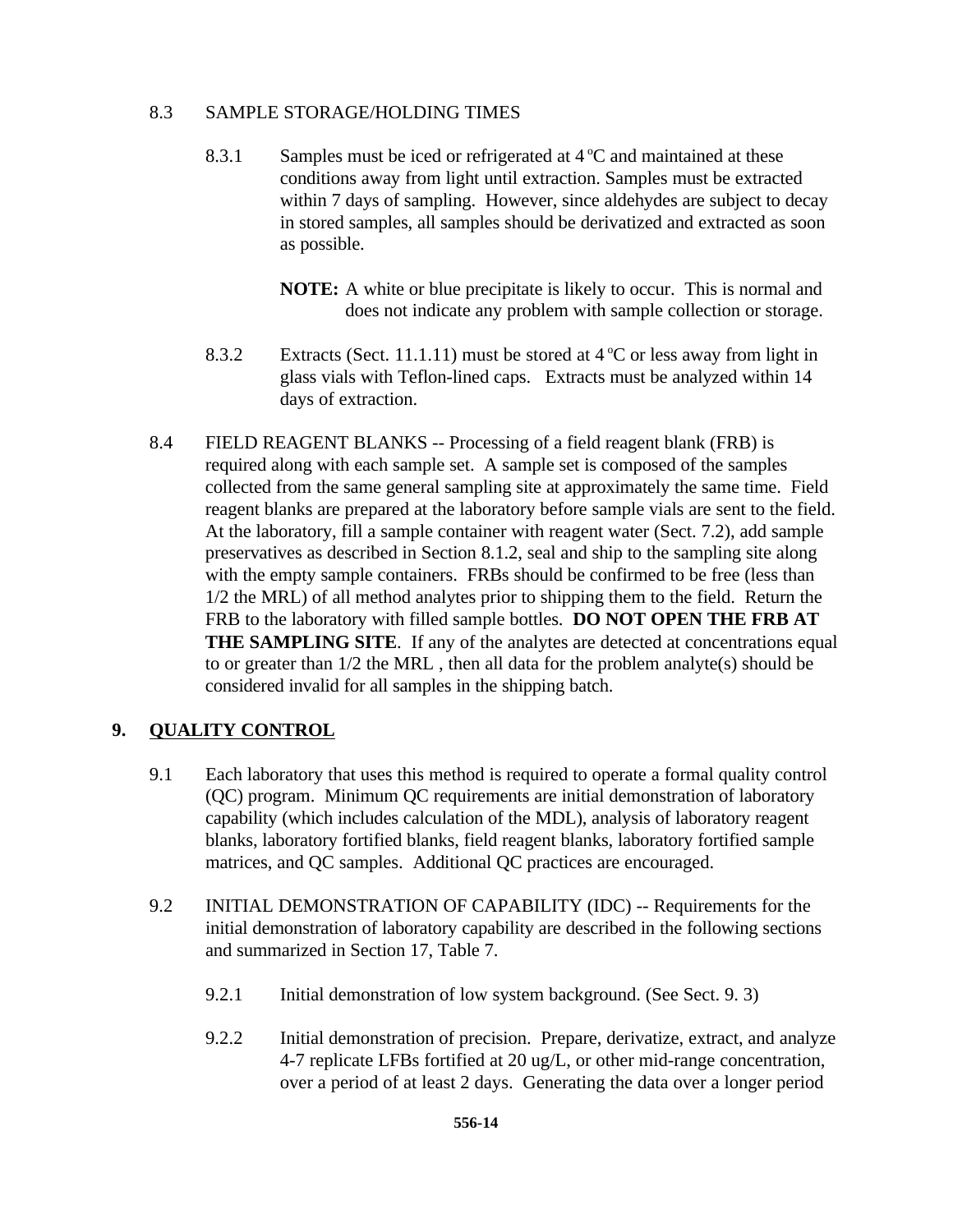8.3 SAMPLE STORAGE/HOLDING TIMES

8.3.1 Samples must be iced or refrigerated at 4 °C and maintained at these conditions away from light until extraction. Samples must be extracted within 7 days of sampling. However, since aldehydes are subject to decay in stored samples, all samples should be derivatized and extracted as soon as possible.

**NOTE:** A white or blue precipitate is likely to occur. This is normal and does not indicate any problem with sample collection or storage.

8.3.2 Extracts (Sect. 11.1.11) must be stored at 4 °C or less away from light in glass vials with Teflon-lined caps. Extracts must be analyzed within 14 days of extraction.

8.4 FIELD REAGENT BLANKS -- Processing of a field reagent blank (FRB) is required along with each sample set. A sample set is composed of the samples collected from the same general sampling site at approximately the same time. Field reagent blanks are prepared at the laboratory before sample vials are sent to the field. At the laboratory, fill a sample container with reagent water (Sect. 7.2), add sample preservatives as described in Section 8.1.2, seal and ship to the sampling site along with the empty sample containers. FRBs should be confirmed to be free (less than 1/2 the MRL) of all method analytes prior to shipping them to the field. Return the FRB to the laboratory with filled sample bottles. **DO NOT OPEN THE FRB AT THE SAMPLING SITE**. If any of the analytes are detected at concentrations equal to or greater than 1/2 the MRL , then all data for the problem analyte(s) should be considered invalid for all samples in the shipping batch.

## 9. QUALITY CONTROL

9.1 Each laboratory that uses this method is required to operate a formal quality control (QC) program. Minimum QC requirements are initial demonstration of laboratory capability (which includes calculation of the MDL), analysis of laboratory reagent blanks, laboratory fortified blanks, field reagent blanks, laboratory fortified sample matrices, and QC samples. Additional QC practices are encouraged.

9.2 INITIAL DEMONSTRATION OF CAPABILITY (IDC) -- Requirements for the initial demonstration of laboratory capability are described in the following sections and summarized in Section 17, Table 7.

9.2.1 Initial demonstration of low system background. (See Sect. 9. 3)

9.2.2 Initial demonstration of precision. Prepare, derivatize, extract, and analyze 4-7 replicate LFBs fortified at 20 ug/L, or other mid-range concentration, over a period of at least 2 days. Generating the data over a longer period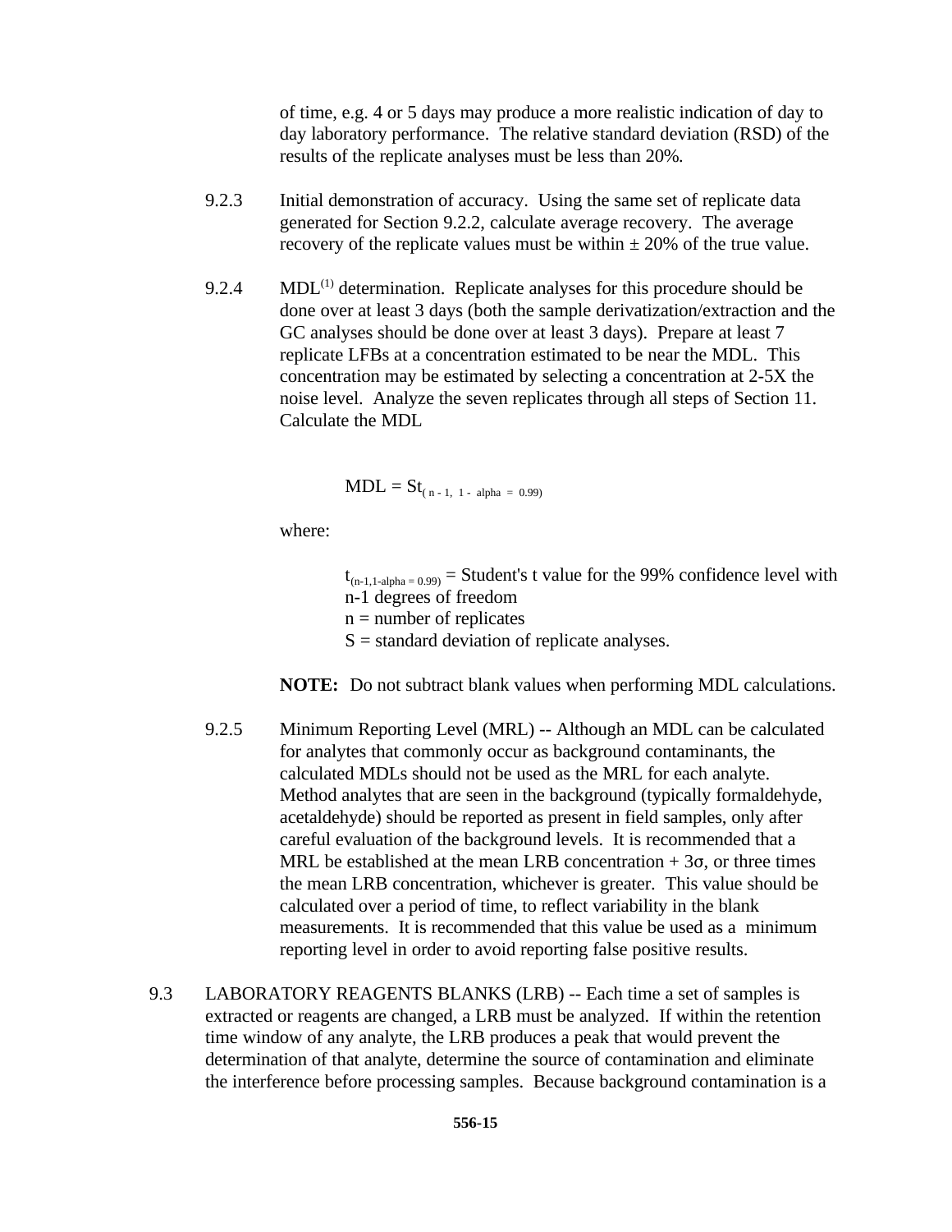of time, e.g. 4 or 5 days may produce a more realistic indication of day to day laboratory performance. The relative standard deviation (RSD) of the results of the replicate analyses must be less than 20%.

9.2.3 Initial demonstration of accuracy. Using the same set of replicate data generated for Section 9.2.2, calculate average recovery. The average recovery of the replicate values must be within ± 20% of the true value.

9.2.4 MDL[1] determination. Replicate analyses for this procedure should be done over at least 3 days (both the sample derivatization/extraction and the GC analyses should be done over at least 3 days). Prepare at least 7 replicate LFBs at a concentration estimated to be near the MDL. This concentration may be estimated by selecting a concentration at 2-5X the noise level. Analyze the seven replicates through all steps of Section 11. Calculate the MDL

$$MDL = St_{(n-1,\ 1-\ alpha\ =\ 0.99)}$$

where:

$t_{(n-1,1-alpha=0.99)}$ = Student's t value for the 99% confidence level with n-1 degrees of freedom
n = number of replicates
S = standard deviation of replicate analyses.

**NOTE:** Do not subtract blank values when performing MDL calculations.

9.2.5 Minimum Reporting Level (MRL) -- Although an MDL can be calculated for analytes that commonly occur as background contaminants, the calculated MDLs should not be used as the MRL for each analyte. Method analytes that are seen in the background (typically formaldehyde, acetaldehyde) should be reported as present in field samples, only after careful evaluation of the background levels. It is recommended that a MRL be established at the mean LRB concentration + 3σ, or three times the mean LRB concentration, whichever is greater. This value should be calculated over a period of time, to reflect variability in the blank measurements. It is recommended that this value be used as a minimum reporting level in order to avoid reporting false positive results.

9.3 LABORATORY REAGENTS BLANKS (LRB) -- Each time a set of samples is extracted or reagents are changed, a LRB must be analyzed. If within the retention time window of any analyte, the LRB produces a peak that would prevent the determination of that analyte, determine the source of contamination and eliminate the interference before processing samples. Because background contamination is a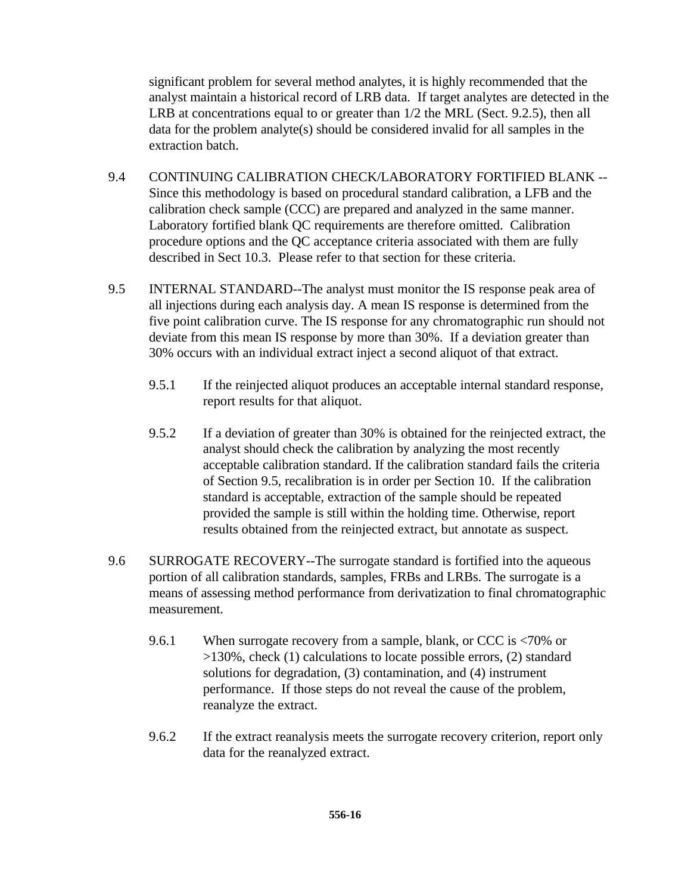significant problem for several method analytes, it is highly recommended that the analyst maintain a historical record of LRB data. If target analytes are detected in the LRB at concentrations equal to or greater than 1/2 the MRL (Sect. 9.2.5), then all data for the problem analyte(s) should be considered invalid for all samples in the extraction batch.

9.4 CONTINUING CALIBRATION CHECK/LABORATORY FORTIFIED BLANK -- Since this methodology is based on procedural standard calibration, a LFB and the calibration check sample (CCC) are prepared and analyzed in the same manner. Laboratory fortified blank QC requirements are therefore omitted. Calibration procedure options and the QC acceptance criteria associated with them are fully described in Sect 10.3. Please refer to that section for these criteria.

9.5 INTERNAL STANDARD--The analyst must monitor the IS response peak area of all injections during each analysis day. A mean IS response is determined from the five point calibration curve. The IS response for any chromatographic run should not deviate from this mean IS response by more than 30%. If a deviation greater than 30% occurs with an individual extract inject a second aliquot of that extract.

9.5.1 If the reinjected aliquot produces an acceptable internal standard response, report results for that aliquot.

9.5.2 If a deviation of greater than 30% is obtained for the reinjected extract, the analyst should check the calibration by analyzing the most recently acceptable calibration standard. If the calibration standard fails the criteria of Section 9.5, recalibration is in order per Section 10. If the calibration standard is acceptable, extraction of the sample should be repeated provided the sample is still within the holding time. Otherwise, report results obtained from the reinjected extract, but annotate as suspect.

9.6 SURROGATE RECOVERY--The surrogate standard is fortified into the aqueous portion of all calibration standards, samples, FRBs and LRBs. The surrogate is a means of assessing method performance from derivatization to final chromatographic measurement.

9.6.1 When surrogate recovery from a sample, blank, or CCC is <70% or >130%, check (1) calculations to locate possible errors, (2) standard solutions for degradation, (3) contamination, and (4) instrument performance. If those steps do not reveal the cause of the problem, reanalyze the extract.

9.6.2 If the extract reanalysis meets the surrogate recovery criterion, report only data for the reanalyzed extract.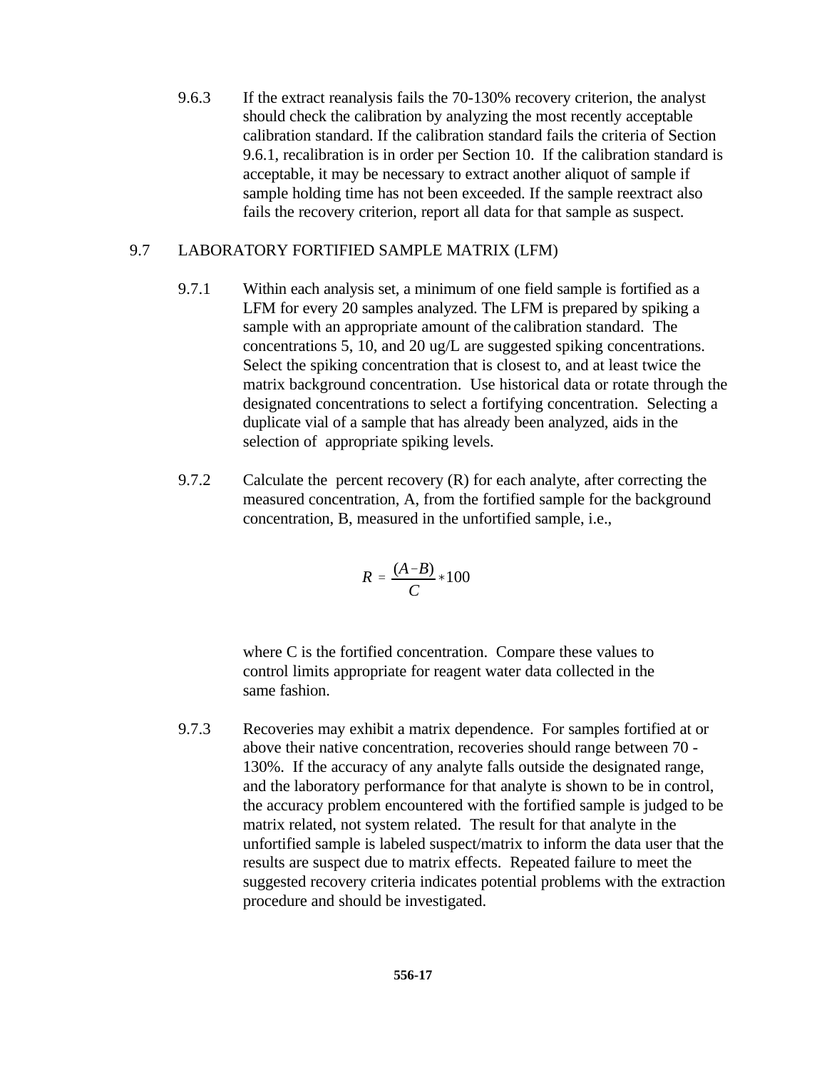9.6.3 If the extract reanalysis fails the 70-130% recovery criterion, the analyst should check the calibration by analyzing the most recently acceptable calibration standard. If the calibration standard fails the criteria of Section 9.6.1, recalibration is in order per Section 10. If the calibration standard is acceptable, it may be necessary to extract another aliquot of sample if sample holding time has not been exceeded. If the sample reextract also fails the recovery criterion, report all data for that sample as suspect.

## 9.7 LABORATORY FORTIFIED SAMPLE MATRIX (LFM)

9.7.1 Within each analysis set, a minimum of one field sample is fortified as a LFM for every 20 samples analyzed. The LFM is prepared by spiking a sample with an appropriate amount of the calibration standard. The concentrations 5, 10, and 20 ug/L are suggested spiking concentrations. Select the spiking concentration that is closest to, and at least twice the matrix background concentration. Use historical data or rotate through the designated concentrations to select a fortifying concentration. Selecting a duplicate vial of a sample that has already been analyzed, aids in the selection of appropriate spiking levels.

9.7.2 Calculate the percent recovery (R) for each analyte, after correcting the measured concentration, A, from the fortified sample for the background concentration, B, measured in the unfortified sample, i.e.,

$$R = \frac{(A - B)}{C} * 100$$

where C is the fortified concentration. Compare these values to control limits appropriate for reagent water data collected in the same fashion.

9.7.3 Recoveries may exhibit a matrix dependence. For samples fortified at or above their native concentration, recoveries should range between 70 - 130%. If the accuracy of any analyte falls outside the designated range, and the laboratory performance for that analyte is shown to be in control, the accuracy problem encountered with the fortified sample is judged to be matrix related, not system related. The result for that analyte in the unfortified sample is labeled suspect/matrix to inform the data user that the results are suspect due to matrix effects. Repeated failure to meet the suggested recovery criteria indicates potential problems with the extraction procedure and should be investigated.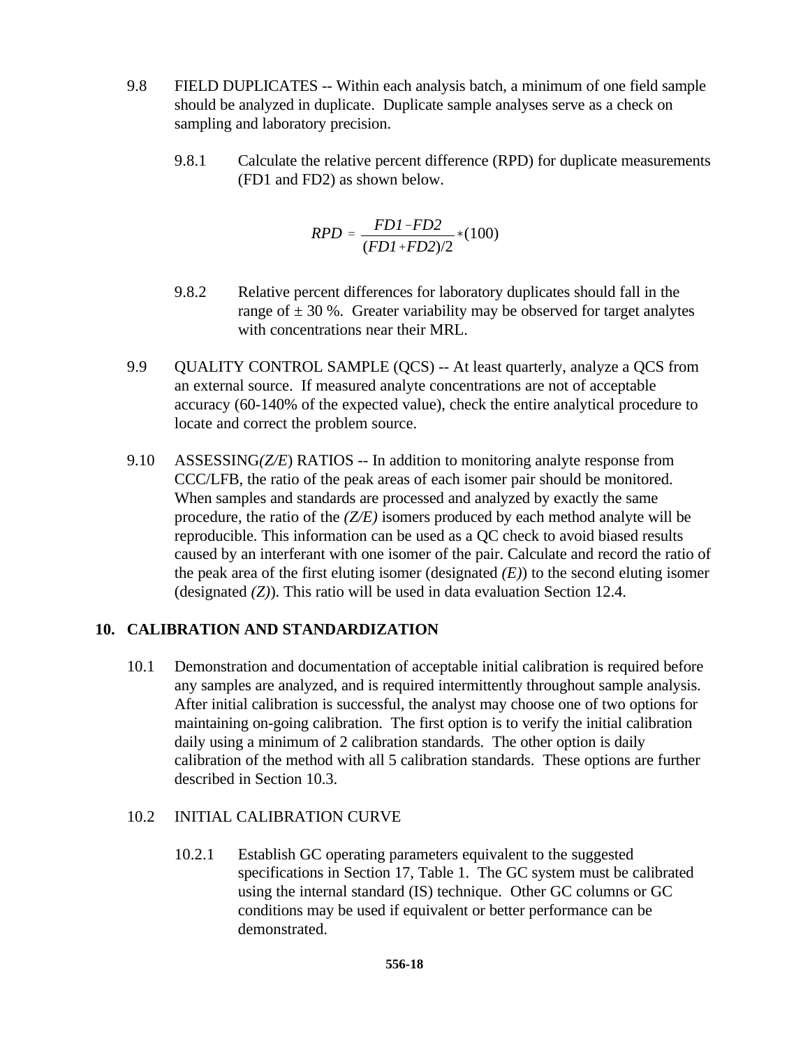9.8 FIELD DUPLICATES -- Within each analysis batch, a minimum of one field sample should be analyzed in duplicate. Duplicate sample analyses serve as a check on sampling and laboratory precision.

9.8.1 Calculate the relative percent difference (RPD) for duplicate measurements (FD1 and FD2) as shown below.

$$RPD = \frac{FD1 - FD2}{(FD1 + FD2)/2} * (100)$$

9.8.2 Relative percent differences for laboratory duplicates should fall in the range of ± 30 %. Greater variability may be observed for target analytes with concentrations near their MRL.

9.9 QUALITY CONTROL SAMPLE (QCS) -- At least quarterly, analyze a QCS from an external source. If measured analyte concentrations are not of acceptable accuracy (60-140% of the expected value), check the entire analytical procedure to locate and correct the problem source.

9.10 ASSESSING *(Z/E)* RATIOS -- In addition to monitoring analyte response from CCC/LFB, the ratio of the peak areas of each isomer pair should be monitored. When samples and standards are processed and analyzed by exactly the same procedure, the ratio of the *(Z/E)* isomers produced by each method analyte will be reproducible. This information can be used as a QC check to avoid biased results caused by an interferant with one isomer of the pair. Calculate and record the ratio of the peak area of the first eluting isomer (designated *(E)*) to the second eluting isomer (designated *(Z)*). This ratio will be used in data evaluation Section 12.4.

## 10. CALIBRATION AND STANDARDIZATION

10.1 Demonstration and documentation of acceptable initial calibration is required before any samples are analyzed, and is required intermittently throughout sample analysis. After initial calibration is successful, the analyst may choose one of two options for maintaining on-going calibration. The first option is to verify the initial calibration daily using a minimum of 2 calibration standards. The other option is daily calibration of the method with all 5 calibration standards. These options are further described in Section 10.3.

10.2 INITIAL CALIBRATION CURVE

10.2.1 Establish GC operating parameters equivalent to the suggested specifications in Section 17, Table 1. The GC system must be calibrated using the internal standard (IS) technique. Other GC columns or GC conditions may be used if equivalent or better performance can be demonstrated.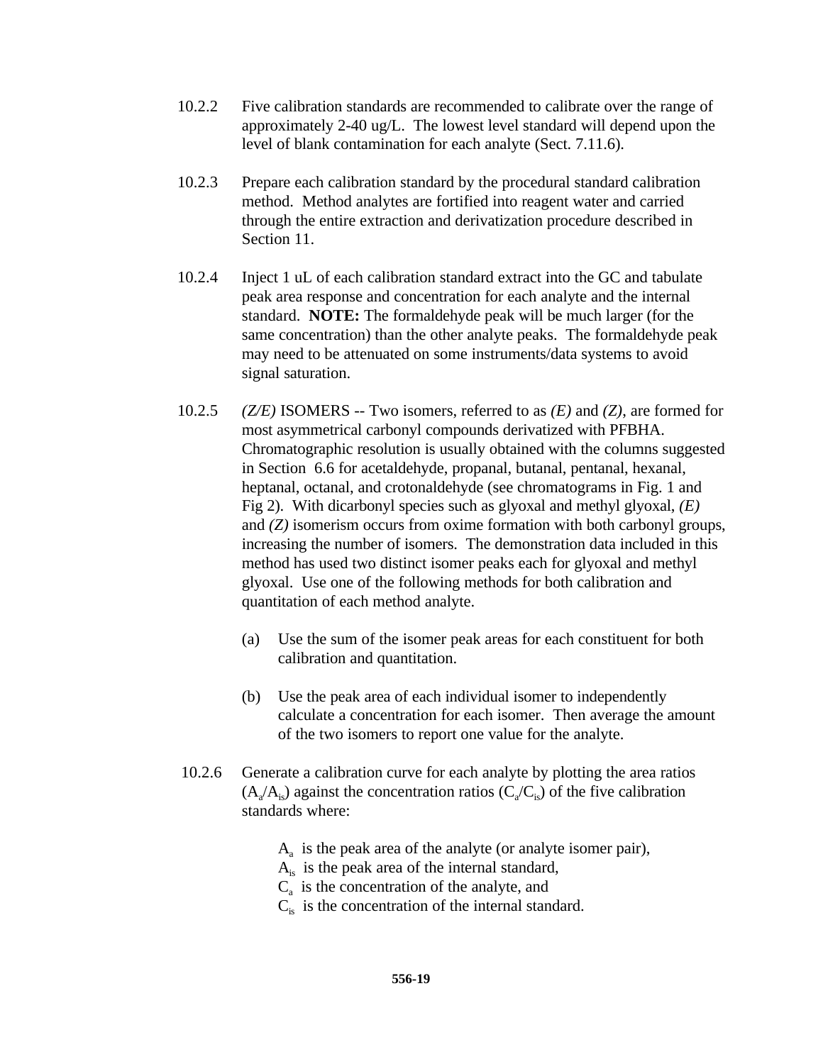10.2.2 Five calibration standards are recommended to calibrate over the range of approximately 2-40 ug/L. The lowest level standard will depend upon the level of blank contamination for each analyte (Sect. 7.11.6).

10.2.3 Prepare each calibration standard by the procedural standard calibration method. Method analytes are fortified into reagent water and carried through the entire extraction and derivatization procedure described in Section 11.

10.2.4 Inject 1 uL of each calibration standard extract into the GC and tabulate peak area response and concentration for each analyte and the internal standard. **NOTE:** The formaldehyde peak will be much larger (for the same concentration) than the other analyte peaks. The formaldehyde peak may need to be attenuated on some instruments/data systems to avoid signal saturation.

10.2.5 *(Z/E)* ISOMERS -- Two isomers, referred to as *(E)* and *(Z)*, are formed for most asymmetrical carbonyl compounds derivatized with PFBHA. Chromatographic resolution is usually obtained with the columns suggested in Section 6.6 for acetaldehyde, propanal, butanal, pentanal, hexanal, heptanal, octanal, and crotonaldehyde (see chromatograms in Fig. 1 and Fig 2). With dicarbonyl species such as glyoxal and methyl glyoxal, *(E)* and *(Z)* isomerism occurs from oxime formation with both carbonyl groups, increasing the number of isomers. The demonstration data included in this method has used two distinct isomer peaks each for glyoxal and methyl glyoxal. Use one of the following methods for both calibration and quantitation of each method analyte.

(a) Use the sum of the isomer peak areas for each constituent for both calibration and quantitation.

(b) Use the peak area of each individual isomer to independently calculate a concentration for each isomer. Then average the amount of the two isomers to report one value for the analyte.

10.2.6 Generate a calibration curve for each analyte by plotting the area ratios ($A_a/A_{is}$) against the concentration ratios ($C_a/C_{is}$) of the five calibration standards where:

$A_a$ is the peak area of the analyte (or analyte isomer pair),
$A_{is}$ is the peak area of the internal standard,
$C_a$ is the concentration of the analyte, and
$C_{is}$ is the concentration of the internal standard.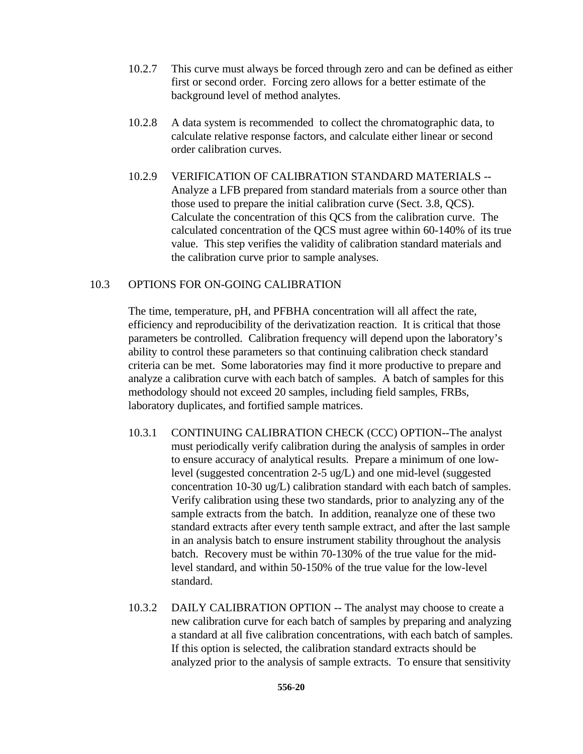10.2.7 This curve must always be forced through zero and can be defined as either first or second order. Forcing zero allows for a better estimate of the background level of method analytes.

10.2.8 A data system is recommended to collect the chromatographic data, to calculate relative response factors, and calculate either linear or second order calibration curves.

10.2.9 VERIFICATION OF CALIBRATION STANDARD MATERIALS -- Analyze a LFB prepared from standard materials from a source other than those used to prepare the initial calibration curve (Sect. 3.8, QCS). Calculate the concentration of this QCS from the calibration curve. The calculated concentration of the QCS must agree within 60-140% of its true value. This step verifies the validity of calibration standard materials and the calibration curve prior to sample analyses.

10.3 OPTIONS FOR ON-GOING CALIBRATION

The time, temperature, pH, and PFBHA concentration will all affect the rate, efficiency and reproducibility of the derivatization reaction. It is critical that those parameters be controlled. Calibration frequency will depend upon the laboratory's ability to control these parameters so that continuing calibration check standard criteria can be met. Some laboratories may find it more productive to prepare and analyze a calibration curve with each batch of samples. A batch of samples for this methodology should not exceed 20 samples, including field samples, FRBs, laboratory duplicates, and fortified sample matrices.

10.3.1 CONTINUING CALIBRATION CHECK (CCC) OPTION--The analyst must periodically verify calibration during the analysis of samples in order to ensure accuracy of analytical results. Prepare a minimum of one low-level (suggested concentration 2-5 ug/L) and one mid-level (suggested concentration 10-30 ug/L) calibration standard with each batch of samples. Verify calibration using these two standards, prior to analyzing any of the sample extracts from the batch. In addition, reanalyze one of these two standard extracts after every tenth sample extract, and after the last sample in an analysis batch to ensure instrument stability throughout the analysis batch. Recovery must be within 70-130% of the true value for the mid-level standard, and within 50-150% of the true value for the low-level standard.

10.3.2 DAILY CALIBRATION OPTION -- The analyst may choose to create a new calibration curve for each batch of samples by preparing and analyzing a standard at all five calibration concentrations, with each batch of samples. If this option is selected, the calibration standard extracts should be analyzed prior to the analysis of sample extracts. To ensure that sensitivity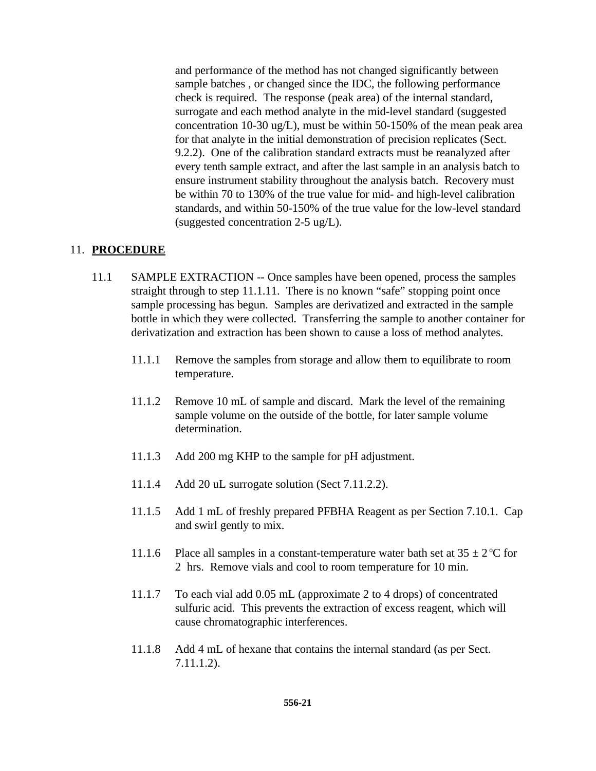and performance of the method has not changed significantly between sample batches , or changed since the IDC, the following performance check is required. The response (peak area) of the internal standard, surrogate and each method analyte in the mid-level standard (suggested concentration 10-30 ug/L), must be within 50-150% of the mean peak area for that analyte in the initial demonstration of precision replicates (Sect. 9.2.2). One of the calibration standard extracts must be reanalyzed after every tenth sample extract, and after the last sample in an analysis batch to ensure instrument stability throughout the analysis batch. Recovery must be within 70 to 130% of the true value for mid- and high-level calibration standards, and within 50-150% of the true value for the low-level standard (suggested concentration 2-5 ug/L).

## 11. **PROCEDURE**

11.1 SAMPLE EXTRACTION -- Once samples have been opened, process the samples straight through to step 11.1.11. There is no known "safe" stopping point once sample processing has begun. Samples are derivatized and extracted in the sample bottle in which they were collected. Transferring the sample to another container for derivatization and extraction has been shown to cause a loss of method analytes.

11.1.1 Remove the samples from storage and allow them to equilibrate to room temperature.

11.1.2 Remove 10 mL of sample and discard. Mark the level of the remaining sample volume on the outside of the bottle, for later sample volume determination.

11.1.3 Add 200 mg KHP to the sample for pH adjustment.

11.1.4 Add 20 uL surrogate solution (Sect 7.11.2.2).

11.1.5 Add 1 mL of freshly prepared PFBHA Reagent as per Section 7.10.1. Cap and swirl gently to mix.

11.1.6 Place all samples in a constant-temperature water bath set at $35 \pm 2\,^{o}C$ for 2 hrs. Remove vials and cool to room temperature for 10 min.

11.1.7 To each vial add 0.05 mL (approximate 2 to 4 drops) of concentrated sulfuric acid. This prevents the extraction of excess reagent, which will cause chromatographic interferences.

11.1.8 Add 4 mL of hexane that contains the internal standard (as per Sect. 7.11.1.2).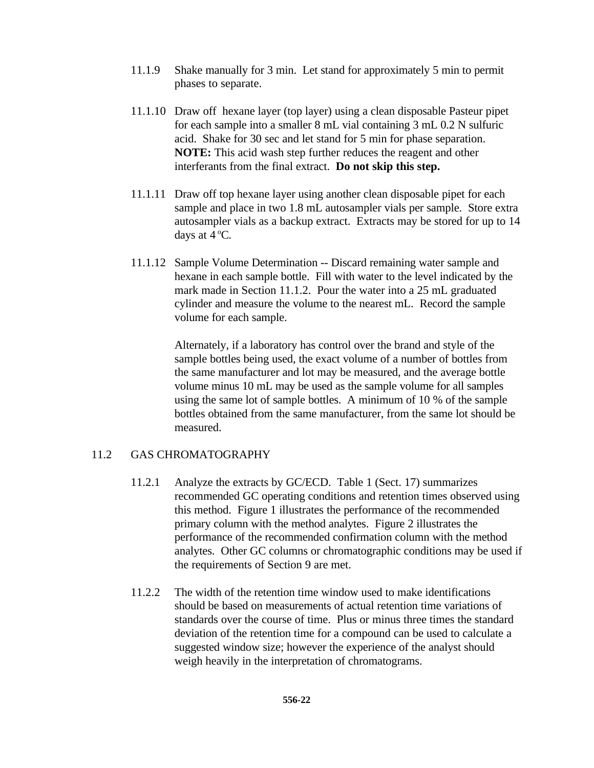11.1.9 Shake manually for 3 min. Let stand for approximately 5 min to permit phases to separate.

11.1.10 Draw off hexane layer (top layer) using a clean disposable Pasteur pipet for each sample into a smaller 8 mL vial containing 3 mL 0.2 N sulfuric acid. Shake for 30 sec and let stand for 5 min for phase separation. **NOTE:** This acid wash step further reduces the reagent and other interferants from the final extract. **Do not skip this step.**

11.1.11 Draw off top hexane layer using another clean disposable pipet for each sample and place in two 1.8 mL autosampler vials per sample. Store extra autosampler vials as a backup extract. Extracts may be stored for up to 14 days at 4 $^{o}$C.

11.1.12 Sample Volume Determination -- Discard remaining water sample and hexane in each sample bottle. Fill with water to the level indicated by the mark made in Section 11.1.2. Pour the water into a 25 mL graduated cylinder and measure the volume to the nearest mL. Record the sample volume for each sample.

Alternately, if a laboratory has control over the brand and style of the sample bottles being used, the exact volume of a number of bottles from the same manufacturer and lot may be measured, and the average bottle volume minus 10 mL may be used as the sample volume for all samples using the same lot of sample bottles. A minimum of 10 % of the sample bottles obtained from the same manufacturer, from the same lot should be measured.

## 11.2 GAS CHROMATOGRAPHY

11.2.1 Analyze the extracts by GC/ECD. Table 1 (Sect. 17) summarizes recommended GC operating conditions and retention times observed using this method. Figure 1 illustrates the performance of the recommended primary column with the method analytes. Figure 2 illustrates the performance of the recommended confirmation column with the method analytes. Other GC columns or chromatographic conditions may be used if the requirements of Section 9 are met.

11.2.2 The width of the retention time window used to make identifications should be based on measurements of actual retention time variations of standards over the course of time. Plus or minus three times the standard deviation of the retention time for a compound can be used to calculate a suggested window size; however the experience of the analyst should weigh heavily in the interpretation of chromatograms.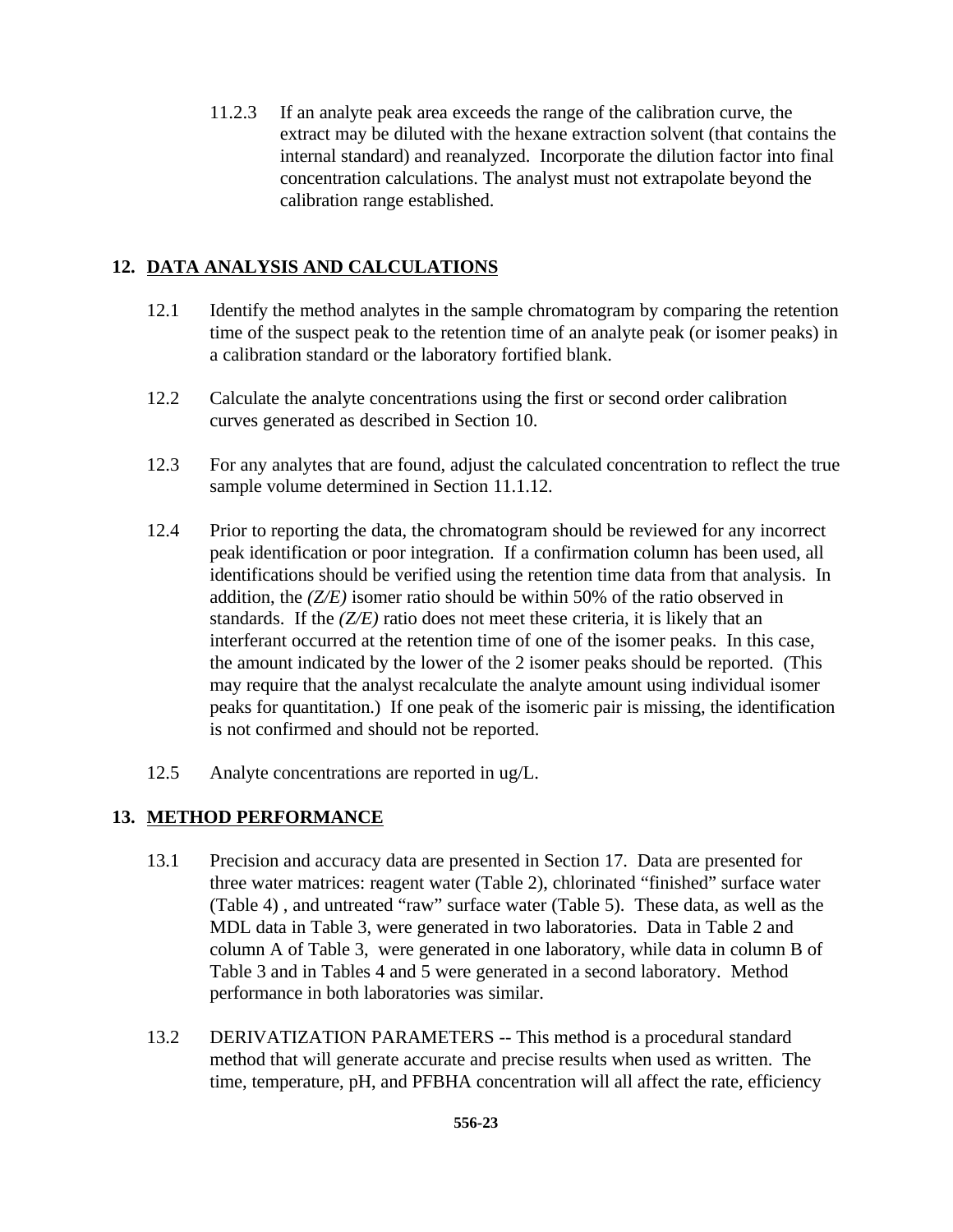11.2.3 If an analyte peak area exceeds the range of the calibration curve, the extract may be diluted with the hexane extraction solvent (that contains the internal standard) and reanalyzed. Incorporate the dilution factor into final concentration calculations. The analyst must not extrapolate beyond the calibration range established.

## 12. DATA ANALYSIS AND CALCULATIONS

12.1 Identify the method analytes in the sample chromatogram by comparing the retention time of the suspect peak to the retention time of an analyte peak (or isomer peaks) in a calibration standard or the laboratory fortified blank.

12.2 Calculate the analyte concentrations using the first or second order calibration curves generated as described in Section 10.

12.3 For any analytes that are found, adjust the calculated concentration to reflect the true sample volume determined in Section 11.1.12.

12.4 Prior to reporting the data, the chromatogram should be reviewed for any incorrect peak identification or poor integration. If a confirmation column has been used, all identifications should be verified using the retention time data from that analysis. In addition, the *(Z/E)* isomer ratio should be within 50% of the ratio observed in standards. If the *(Z/E)* ratio does not meet these criteria, it is likely that an interferant occurred at the retention time of one of the isomer peaks. In this case, the amount indicated by the lower of the 2 isomer peaks should be reported. (This may require that the analyst recalculate the analyte amount using individual isomer peaks for quantitation.) If one peak of the isomeric pair is missing, the identification is not confirmed and should not be reported.

12.5 Analyte concentrations are reported in ug/L.

## 13. METHOD PERFORMANCE

13.1 Precision and accuracy data are presented in Section 17. Data are presented for three water matrices: reagent water (Table 2), chlorinated "finished" surface water (Table 4) , and untreated "raw" surface water (Table 5). These data, as well as the MDL data in Table 3, were generated in two laboratories. Data in Table 2 and column A of Table 3, were generated in one laboratory, while data in column B of Table 3 and in Tables 4 and 5 were generated in a second laboratory. Method performance in both laboratories was similar.

13.2 DERIVATIZATION PARAMETERS -- This method is a procedural standard method that will generate accurate and precise results when used as written. The time, temperature, pH, and PFBHA concentration will all affect the rate, efficiency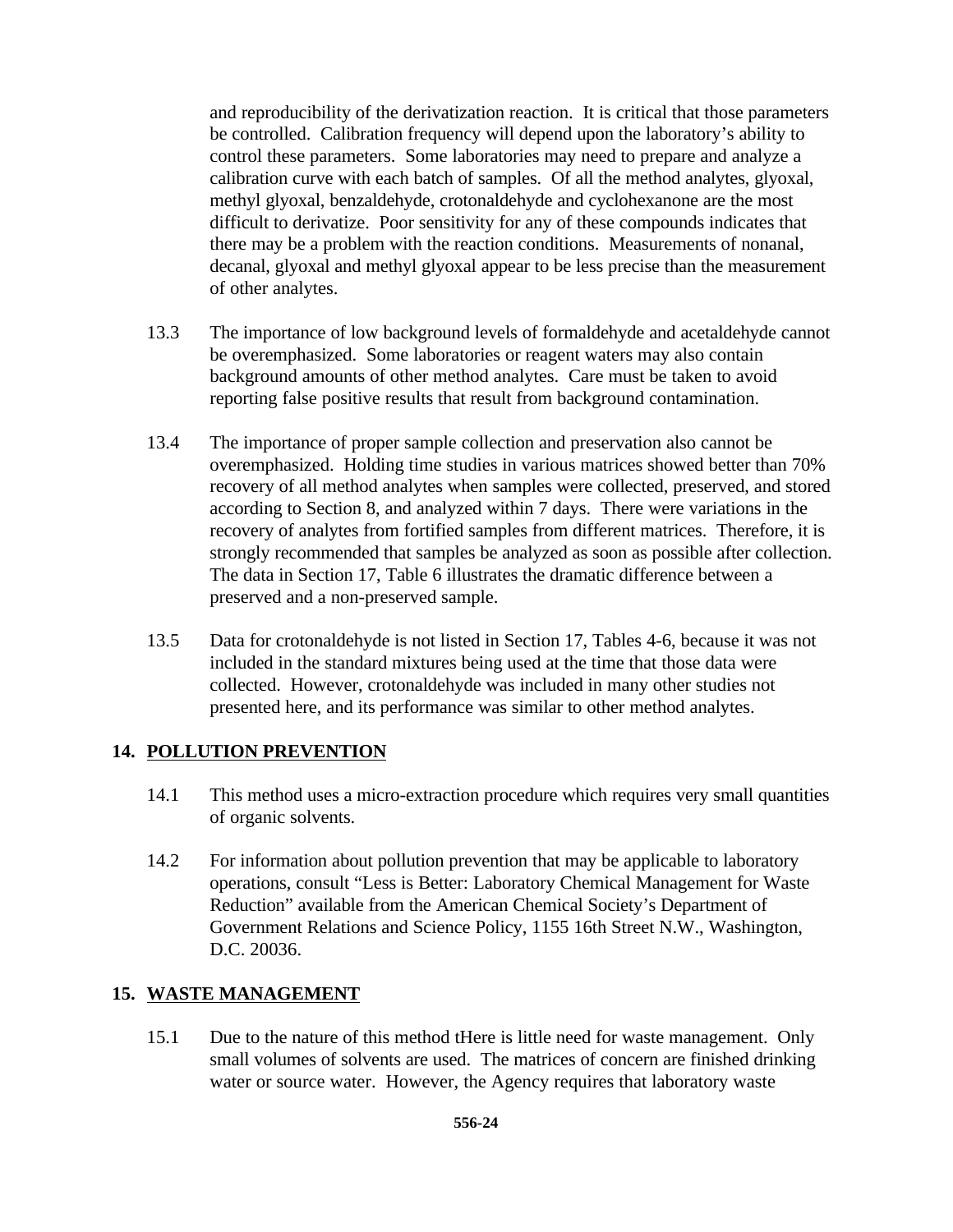and reproducibility of the derivatization reaction. It is critical that those parameters be controlled. Calibration frequency will depend upon the laboratory's ability to control these parameters. Some laboratories may need to prepare and analyze a calibration curve with each batch of samples. Of all the method analytes, glyoxal, methyl glyoxal, benzaldehyde, crotonaldehyde and cyclohexanone are the most difficult to derivatize. Poor sensitivity for any of these compounds indicates that there may be a problem with the reaction conditions. Measurements of nonanal, decanal, glyoxal and methyl glyoxal appear to be less precise than the measurement of other analytes.

13.3 The importance of low background levels of formaldehyde and acetaldehyde cannot be overemphasized. Some laboratories or reagent waters may also contain background amounts of other method analytes. Care must be taken to avoid reporting false positive results that result from background contamination.

13.4 The importance of proper sample collection and preservation also cannot be overemphasized. Holding time studies in various matrices showed better than 70% recovery of all method analytes when samples were collected, preserved, and stored according to Section 8, and analyzed within 7 days. There were variations in the recovery of analytes from fortified samples from different matrices. Therefore, it is strongly recommended that samples be analyzed as soon as possible after collection. The data in Section 17, Table 6 illustrates the dramatic difference between a preserved and a non-preserved sample.

13.5 Data for crotonaldehyde is not listed in Section 17, Tables 4-6, because it was not included in the standard mixtures being used at the time that those data were collected. However, crotonaldehyde was included in many other studies not presented here, and its performance was similar to other method analytes.

## 14. POLLUTION PREVENTION

14.1 This method uses a micro-extraction procedure which requires very small quantities of organic solvents.

14.2 For information about pollution prevention that may be applicable to laboratory operations, consult "Less is Better: Laboratory Chemical Management for Waste Reduction" available from the American Chemical Society's Department of Government Relations and Science Policy, 1155 16th Street N.W., Washington, D.C. 20036.

## 15. WASTE MANAGEMENT

15.1 Due to the nature of this method tHere is little need for waste management. Only small volumes of solvents are used. The matrices of concern are finished drinking water or source water. However, the Agency requires that laboratory waste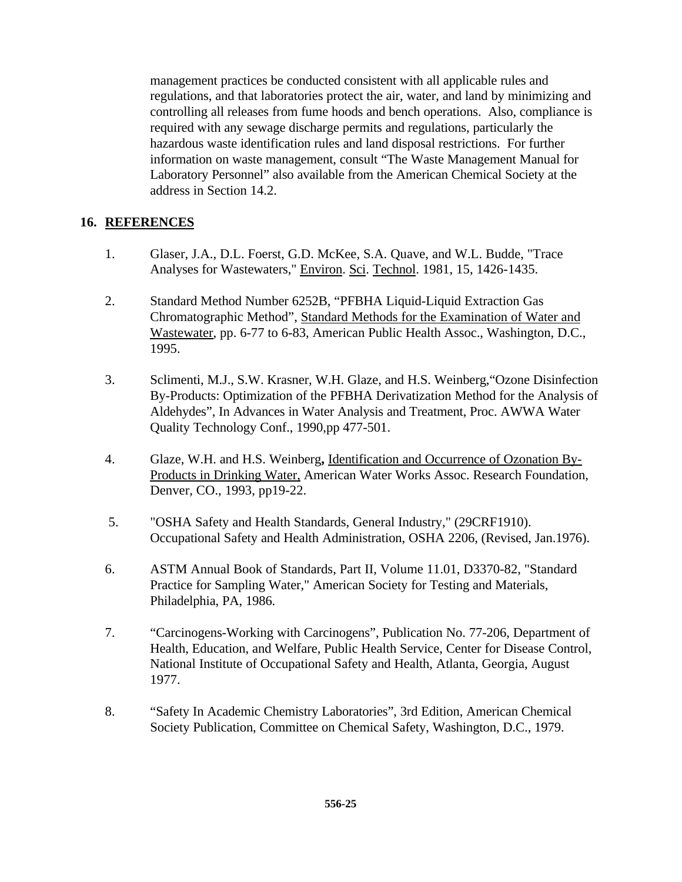management practices be conducted consistent with all applicable rules and regulations, and that laboratories protect the air, water, and land by minimizing and controlling all releases from fume hoods and bench operations. Also, compliance is required with any sewage discharge permits and regulations, particularly the hazardous waste identification rules and land disposal restrictions. For further information on waste management, consult "The Waste Management Manual for Laboratory Personnel" also available from the American Chemical Society at the address in Section 14.2.

## 16. REFERENCES

1. Glaser, J.A., D.L. Foerst, G.D. McKee, S.A. Quave, and W.L. Budde, "Trace Analyses for Wastewaters," Environ. Sci. Technol. 1981, 15, 1426-1435.

2. Standard Method Number 6252B, "PFBHA Liquid-Liquid Extraction Gas Chromatographic Method", Standard Methods for the Examination of Water and Wastewater, pp. 6-77 to 6-83, American Public Health Assoc., Washington, D.C., 1995.

3. Sclimenti, M.J., S.W. Krasner, W.H. Glaze, and H.S. Weinberg,"Ozone Disinfection By-Products: Optimization of the PFBHA Derivatization Method for the Analysis of Aldehydes", In Advances in Water Analysis and Treatment, Proc. AWWA Water Quality Technology Conf., 1990,pp 477-501.

4. Glaze, W.H. and H.S. Weinberg**,** Identification and Occurrence of Ozonation By-Products in Drinking Water, American Water Works Assoc. Research Foundation, Denver, CO., 1993, pp19-22.

5. "OSHA Safety and Health Standards, General Industry," (29CRF1910). Occupational Safety and Health Administration, OSHA 2206, (Revised, Jan.1976).

6. ASTM Annual Book of Standards, Part II, Volume 11.01, D3370-82, "Standard Practice for Sampling Water," American Society for Testing and Materials, Philadelphia, PA, 1986.

7. "Carcinogens-Working with Carcinogens", Publication No. 77-206, Department of Health, Education, and Welfare, Public Health Service, Center for Disease Control, National Institute of Occupational Safety and Health, Atlanta, Georgia, August 1977.

8. "Safety In Academic Chemistry Laboratories", 3rd Edition, American Chemical Society Publication, Committee on Chemical Safety, Washington, D.C., 1979.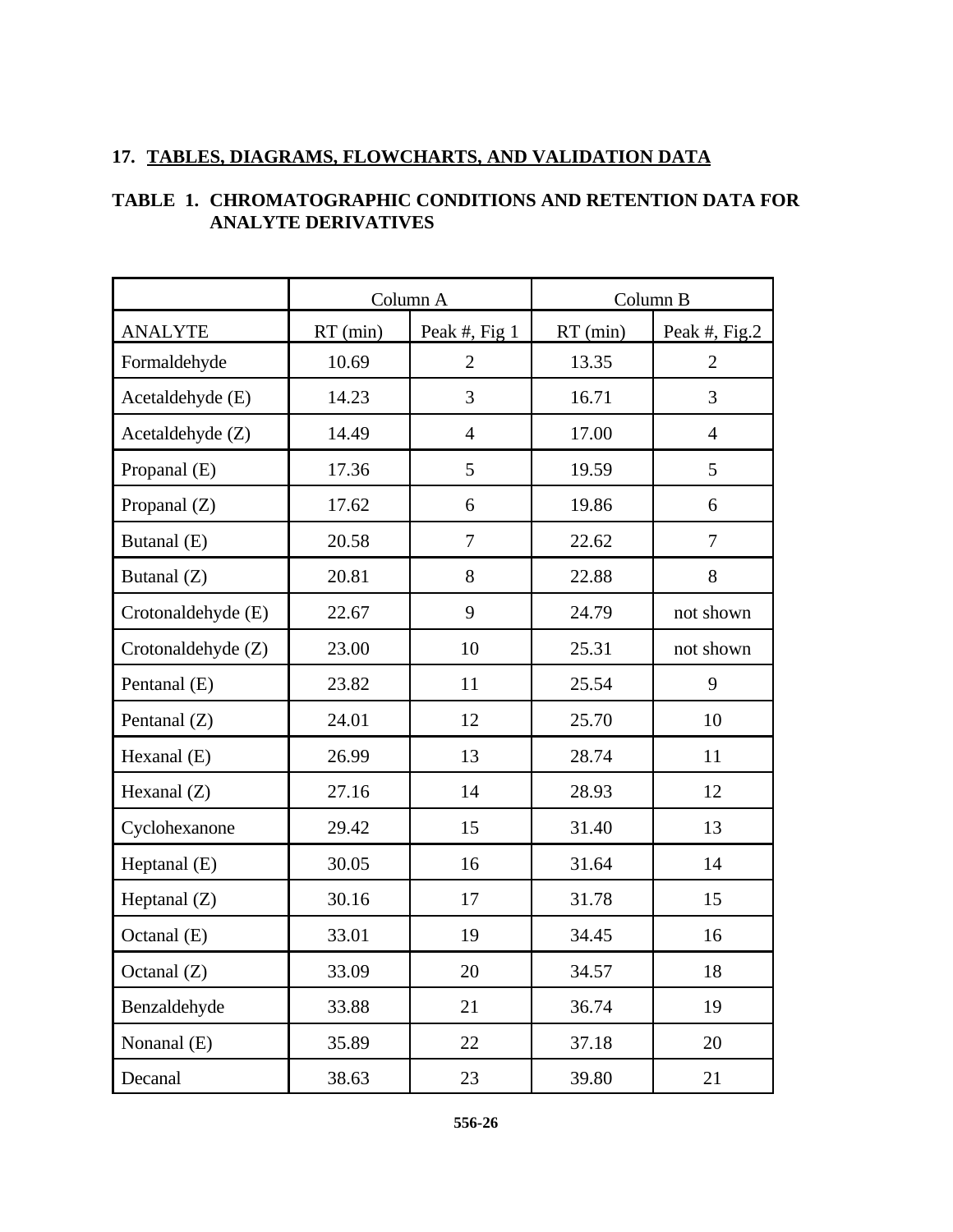## 17. TABLES, DIAGRAMS, FLOWCHARTS, AND VALIDATION DATA

### TABLE 1. CHROMATOGRAPHIC CONDITIONS AND RETENTION DATA FOR ANALYTE DERIVATIVES

| | Column A | | Column B | |
|---|---|---|---|---|
| ANALYTE | RT (min) | Peak #, Fig 1 | RT (min) | Peak #, Fig.2 |
| Formaldehyde | 10.69 | 2 | 13.35 | 2 |
| Acetaldehyde (E) | 14.23 | 3 | 16.71 | 3 |
| Acetaldehyde (Z) | 14.49 | 4 | 17.00 | 4 |
| Propanal (E) | 17.36 | 5 | 19.59 | 5 |
| Propanal (Z) | 17.62 | 6 | 19.86 | 6 |
| Butanal (E) | 20.58 | 7 | 22.62 | 7 |
| Butanal (Z) | 20.81 | 8 | 22.88 | 8 |
| Crotonaldehyde (E) | 22.67 | 9 | 24.79 | not shown |
| Crotonaldehyde (Z) | 23.00 | 10 | 25.31 | not shown |
| Pentanal (E) | 23.82 | 11 | 25.54 | 9 |
| Pentanal (Z) | 24.01 | 12 | 25.70 | 10 |
| Hexanal (E) | 26.99 | 13 | 28.74 | 11 |
| Hexanal (Z) | 27.16 | 14 | 28.93 | 12 |
| Cyclohexanone | 29.42 | 15 | 31.40 | 13 |
| Heptanal (E) | 30.05 | 16 | 31.64 | 14 |
| Heptanal (Z) | 30.16 | 17 | 31.78 | 15 |
| Octanal (E) | 33.01 | 19 | 34.45 | 16 |
| Octanal (Z) | 33.09 | 20 | 34.57 | 18 |
| Benzaldehyde | 33.88 | 21 | 36.74 | 19 |
| Nonanal (E) | 35.89 | 22 | 37.18 | 20 |
| Decanal | 38.63 | 23 | 39.80 | 21 |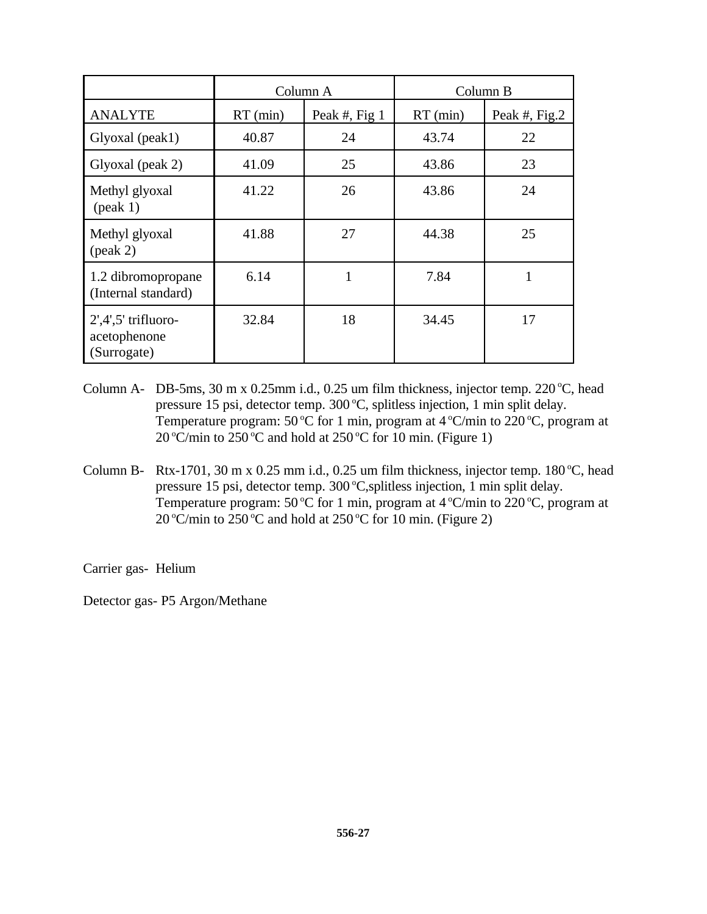| | Column A | | Column B | |
|---|---|---|---|---|
| ANALYTE | RT (min) | Peak #, Fig 1 | RT (min) | Peak #, Fig.2 |
| Glyoxal (peak1) | 40.87 | 24 | 43.74 | 22 |
| Glyoxal (peak 2) | 41.09 | 25 | 43.86 | 23 |
| Methyl glyoxal (peak 1) | 41.22 | 26 | 43.86 | 24 |
| Methyl glyoxal (peak 2) | 41.88 | 27 | 44.38 | 25 |
| 1.2 dibromopropane (Internal standard) | 6.14 | 1 | 7.84 | 1 |
| 2',4',5' trifluoro-acetophenone (Surrogate) | 32.84 | 18 | 34.45 | 17 |

Column A- DB-5ms, 30 m x 0.25mm i.d., 0.25 um film thickness, injector temp. 220 ºC, head pressure 15 psi, detector temp. 300 ºC, splitless injection, 1 min split delay. Temperature program: 50 ºC for 1 min, program at 4 ºC/min to 220 ºC, program at 20 ºC/min to 250 ºC and hold at 250 ºC for 10 min. (Figure 1)

Column B- Rtx-1701, 30 m x 0.25 mm i.d., 0.25 um film thickness, injector temp. 180 ºC, head pressure 15 psi, detector temp. 300 ºC,splitless injection, 1 min split delay. Temperature program: 50 ºC for 1 min, program at 4 ºC/min to 220 ºC, program at 20 ºC/min to 250 ºC and hold at 250 ºC for 10 min. (Figure 2)

Carrier gas- Helium

Detector gas- P5 Argon/Methane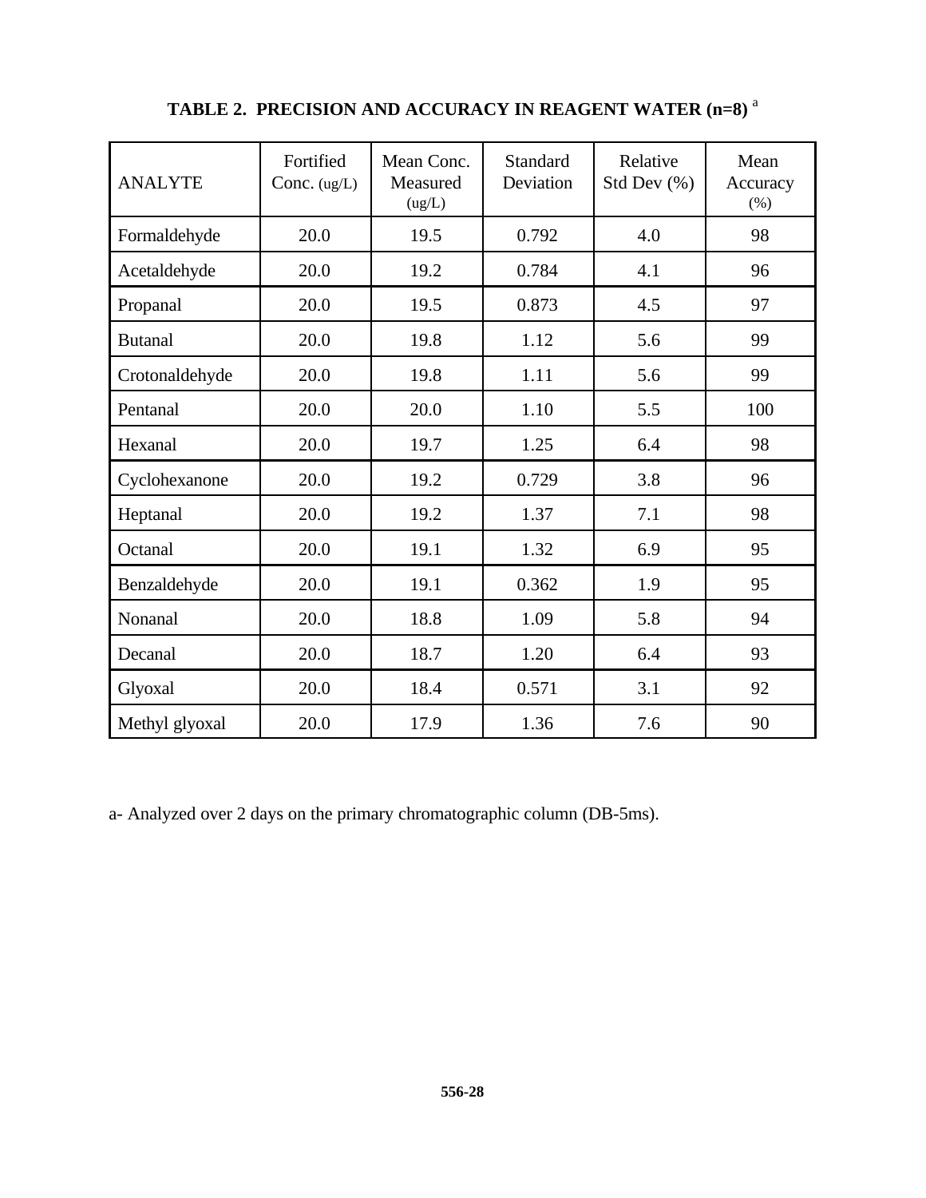**TABLE 2. PRECISION AND ACCURACY IN REAGENT WATER (n=8)** [a]

| ANALYTE | Fortified Conc. (ug/L) | Mean Conc. Measured (ug/L) | Standard Deviation | Relative Std Dev (%) | Mean Accuracy (%) |
|---|---|---|---|---|---|
| Formaldehyde | 20.0 | 19.5 | 0.792 | 4.0 | 98 |
| Acetaldehyde | 20.0 | 19.2 | 0.784 | 4.1 | 96 |
| Propanal | 20.0 | 19.5 | 0.873 | 4.5 | 97 |
| Butanal | 20.0 | 19.8 | 1.12 | 5.6 | 99 |
| Crotonaldehyde | 20.0 | 19.8 | 1.11 | 5.6 | 99 |
| Pentanal | 20.0 | 20.0 | 1.10 | 5.5 | 100 |
| Hexanal | 20.0 | 19.7 | 1.25 | 6.4 | 98 |
| Cyclohexanone | 20.0 | 19.2 | 0.729 | 3.8 | 96 |
| Heptanal | 20.0 | 19.2 | 1.37 | 7.1 | 98 |
| Octanal | 20.0 | 19.1 | 1.32 | 6.9 | 95 |
| Benzaldehyde | 20.0 | 19.1 | 0.362 | 1.9 | 95 |
| Nonanal | 20.0 | 18.8 | 1.09 | 5.8 | 94 |
| Decanal | 20.0 | 18.7 | 1.20 | 6.4 | 93 |
| Glyoxal | 20.0 | 18.4 | 0.571 | 3.1 | 92 |
| Methyl glyoxal | 20.0 | 17.9 | 1.36 | 7.6 | 90 |

a- Analyzed over 2 days on the primary chromatographic column (DB-5ms).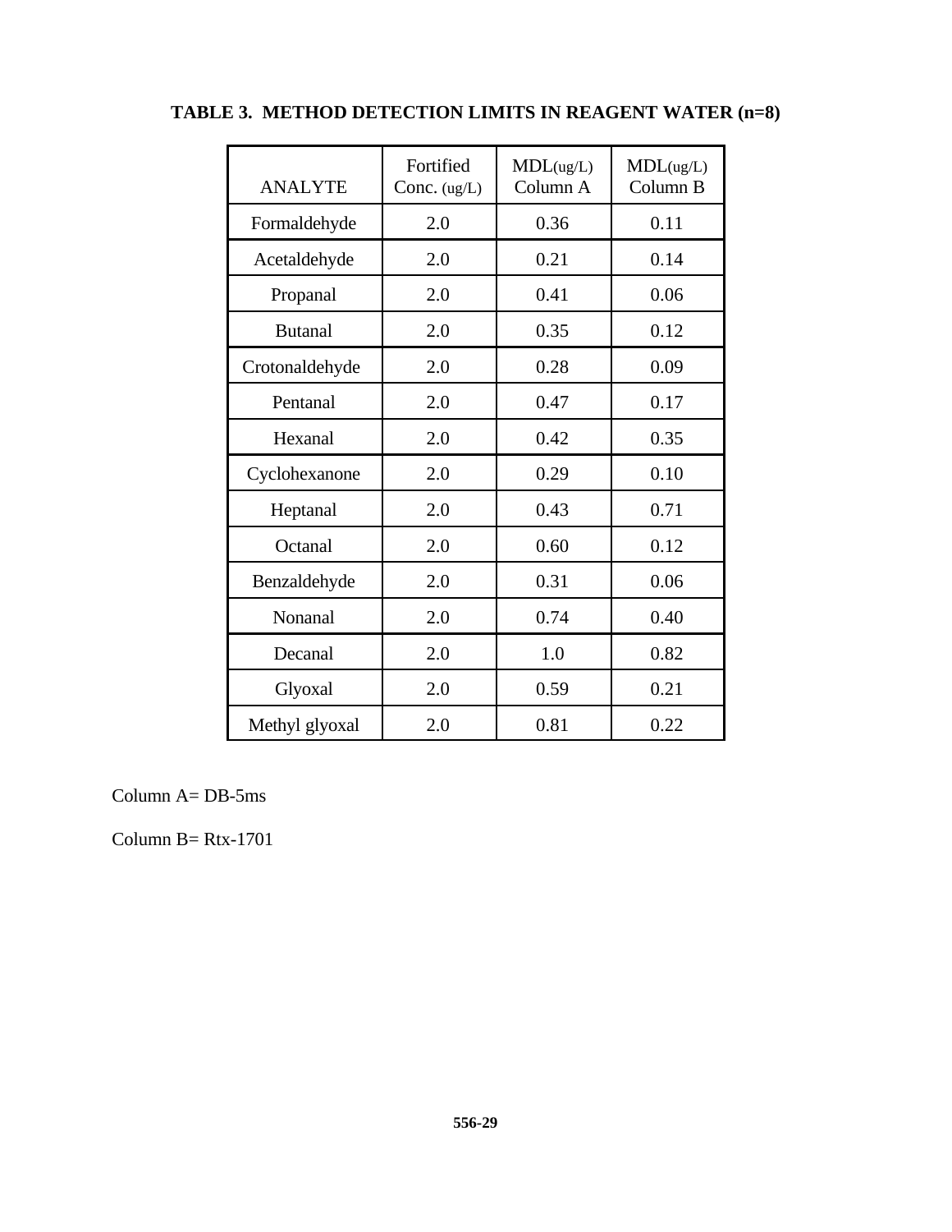**TABLE 3. METHOD DETECTION LIMITS IN REAGENT WATER (n=8)**

| ANALYTE | Fortified Conc. (ug/L) | MDL(ug/L) Column A | MDL(ug/L) Column B |
|---|---|---|---|
| Formaldehyde | 2.0 | 0.36 | 0.11 |
| Acetaldehyde | 2.0 | 0.21 | 0.14 |
| Propanal | 2.0 | 0.41 | 0.06 |
| Butanal | 2.0 | 0.35 | 0.12 |
| Crotonaldehyde | 2.0 | 0.28 | 0.09 |
| Pentanal | 2.0 | 0.47 | 0.17 |
| Hexanal | 2.0 | 0.42 | 0.35 |
| Cyclohexanone | 2.0 | 0.29 | 0.10 |
| Heptanal | 2.0 | 0.43 | 0.71 |
| Octanal | 2.0 | 0.60 | 0.12 |
| Benzaldehyde | 2.0 | 0.31 | 0.06 |
| Nonanal | 2.0 | 0.74 | 0.40 |
| Decanal | 2.0 | 1.0 | 0.82 |
| Glyoxal | 2.0 | 0.59 | 0.21 |
| Methyl glyoxal | 2.0 | 0.81 | 0.22 |

Column A= DB-5ms

Column B= Rtx-1701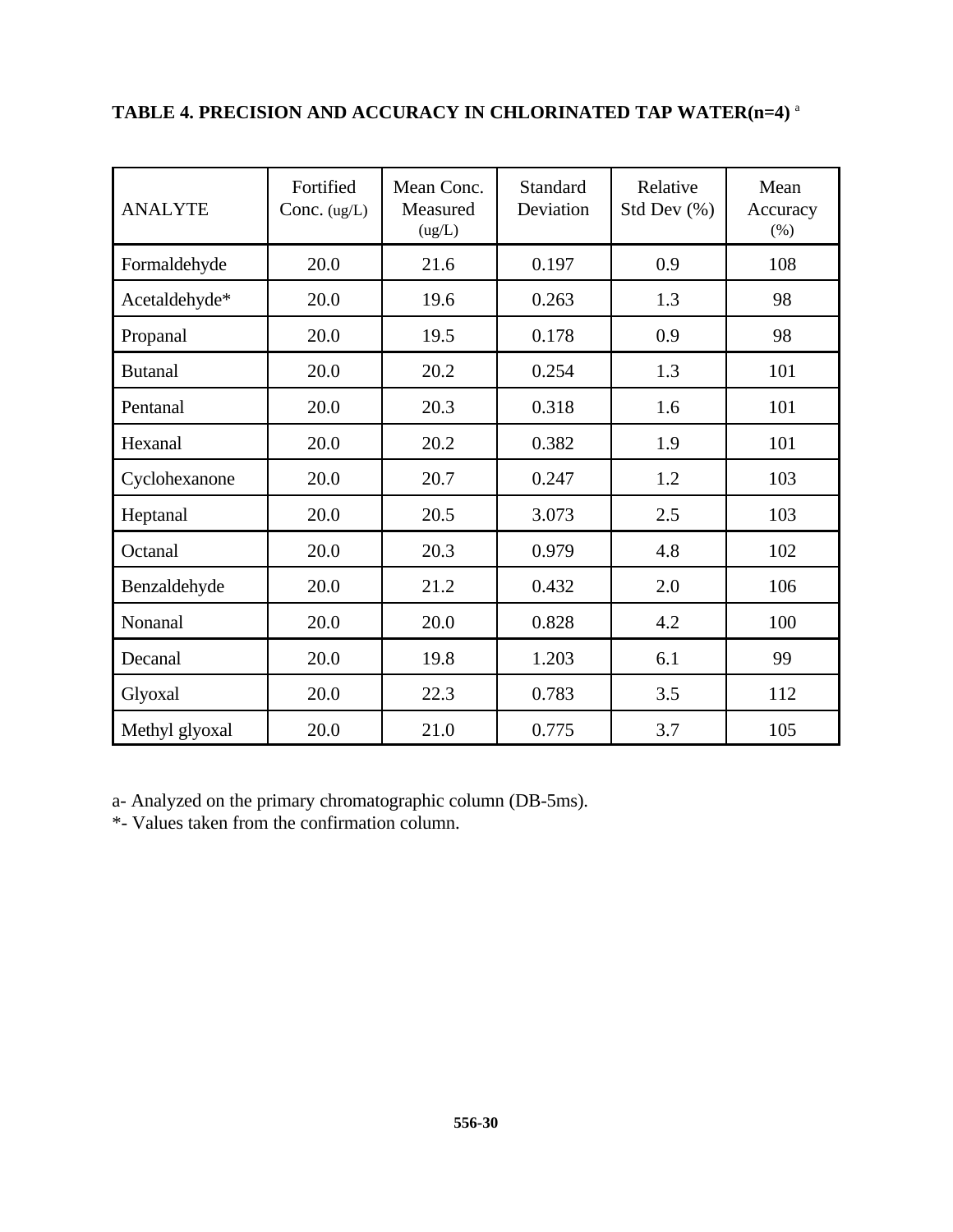**TABLE 4. PRECISION AND ACCURACY IN CHLORINATED TAP WATER(n=4)** [a]

| ANALYTE | Fortified Conc. (ug/L) | Mean Conc. Measured (ug/L) | Standard Deviation | Relative Std Dev (%) | Mean Accuracy (%) |
|---|---|---|---|---|---|
| Formaldehyde | 20.0 | 21.6 | 0.197 | 0.9 | 108 |
| Acetaldehyde* | 20.0 | 19.6 | 0.263 | 1.3 | 98 |
| Propanal | 20.0 | 19.5 | 0.178 | 0.9 | 98 |
| Butanal | 20.0 | 20.2 | 0.254 | 1.3 | 101 |
| Pentanal | 20.0 | 20.3 | 0.318 | 1.6 | 101 |
| Hexanal | 20.0 | 20.2 | 0.382 | 1.9 | 101 |
| Cyclohexanone | 20.0 | 20.7 | 0.247 | 1.2 | 103 |
| Heptanal | 20.0 | 20.5 | 3.073 | 2.5 | 103 |
| Octanal | 20.0 | 20.3 | 0.979 | 4.8 | 102 |
| Benzaldehyde | 20.0 | 21.2 | 0.432 | 2.0 | 106 |
| Nonanal | 20.0 | 20.0 | 0.828 | 4.2 | 100 |
| Decanal | 20.0 | 19.8 | 1.203 | 6.1 | 99 |
| Glyoxal | 20.0 | 22.3 | 0.783 | 3.5 | 112 |
| Methyl glyoxal | 20.0 | 21.0 | 0.775 | 3.7 | 105 |

a- Analyzed on the primary chromatographic column (DB-5ms).

*- Values taken from the confirmation column.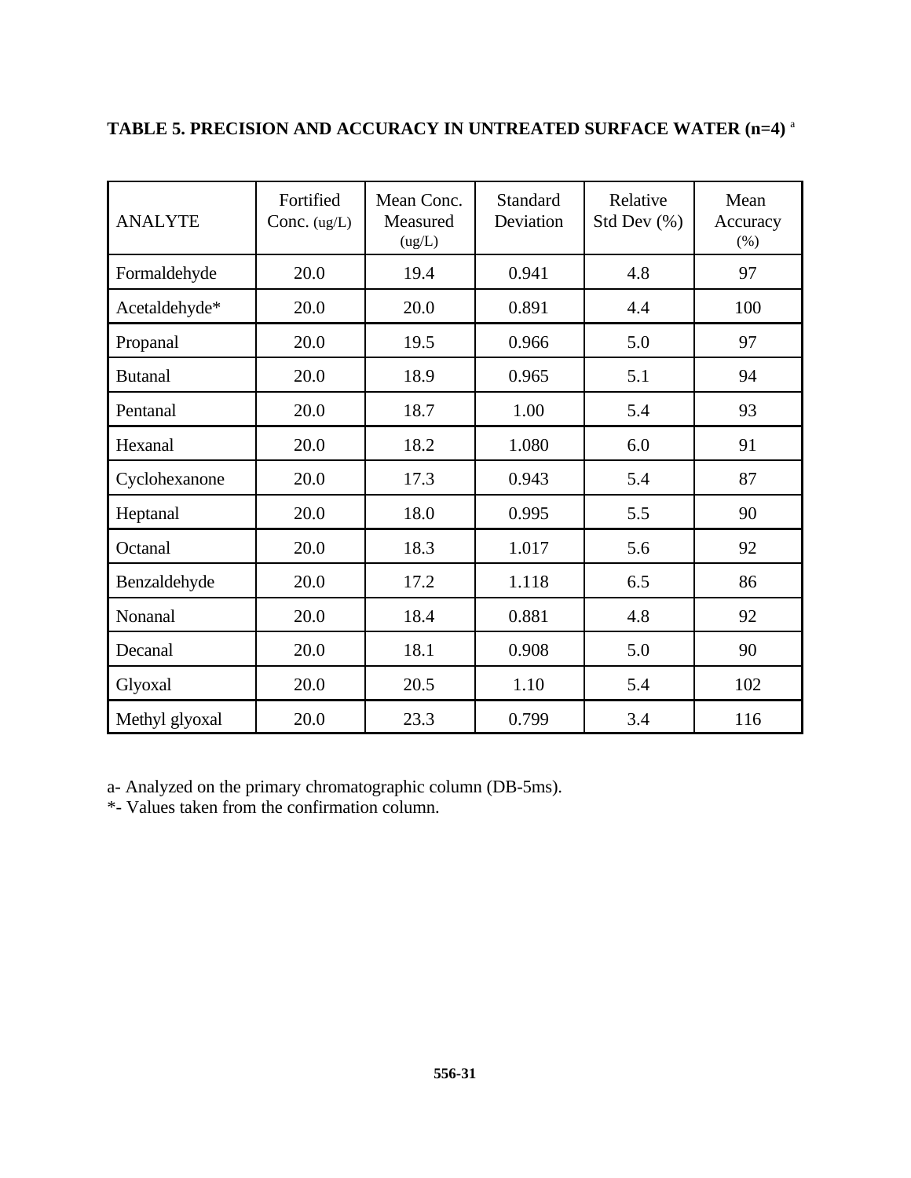**TABLE 5. PRECISION AND ACCURACY IN UNTREATED SURFACE WATER (n=4)** [a]

| ANALYTE | Fortified Conc. (ug/L) | Mean Conc. Measured (ug/L) | Standard Deviation | Relative Std Dev (%) | Mean Accuracy (%) |
|---|---|---|---|---|---|
| Formaldehyde | 20.0 | 19.4 | 0.941 | 4.8 | 97 |
| Acetaldehyde* | 20.0 | 20.0 | 0.891 | 4.4 | 100 |
| Propanal | 20.0 | 19.5 | 0.966 | 5.0 | 97 |
| Butanal | 20.0 | 18.9 | 0.965 | 5.1 | 94 |
| Pentanal | 20.0 | 18.7 | 1.00 | 5.4 | 93 |
| Hexanal | 20.0 | 18.2 | 1.080 | 6.0 | 91 |
| Cyclohexanone | 20.0 | 17.3 | 0.943 | 5.4 | 87 |
| Heptanal | 20.0 | 18.0 | 0.995 | 5.5 | 90 |
| Octanal | 20.0 | 18.3 | 1.017 | 5.6 | 92 |
| Benzaldehyde | 20.0 | 17.2 | 1.118 | 6.5 | 86 |
| Nonanal | 20.0 | 18.4 | 0.881 | 4.8 | 92 |
| Decanal | 20.0 | 18.1 | 0.908 | 5.0 | 90 |
| Glyoxal | 20.0 | 20.5 | 1.10 | 5.4 | 102 |
| Methyl glyoxal | 20.0 | 23.3 | 0.799 | 3.4 | 116 |

a- Analyzed on the primary chromatographic column (DB-5ms).

*- Values taken from the confirmation column.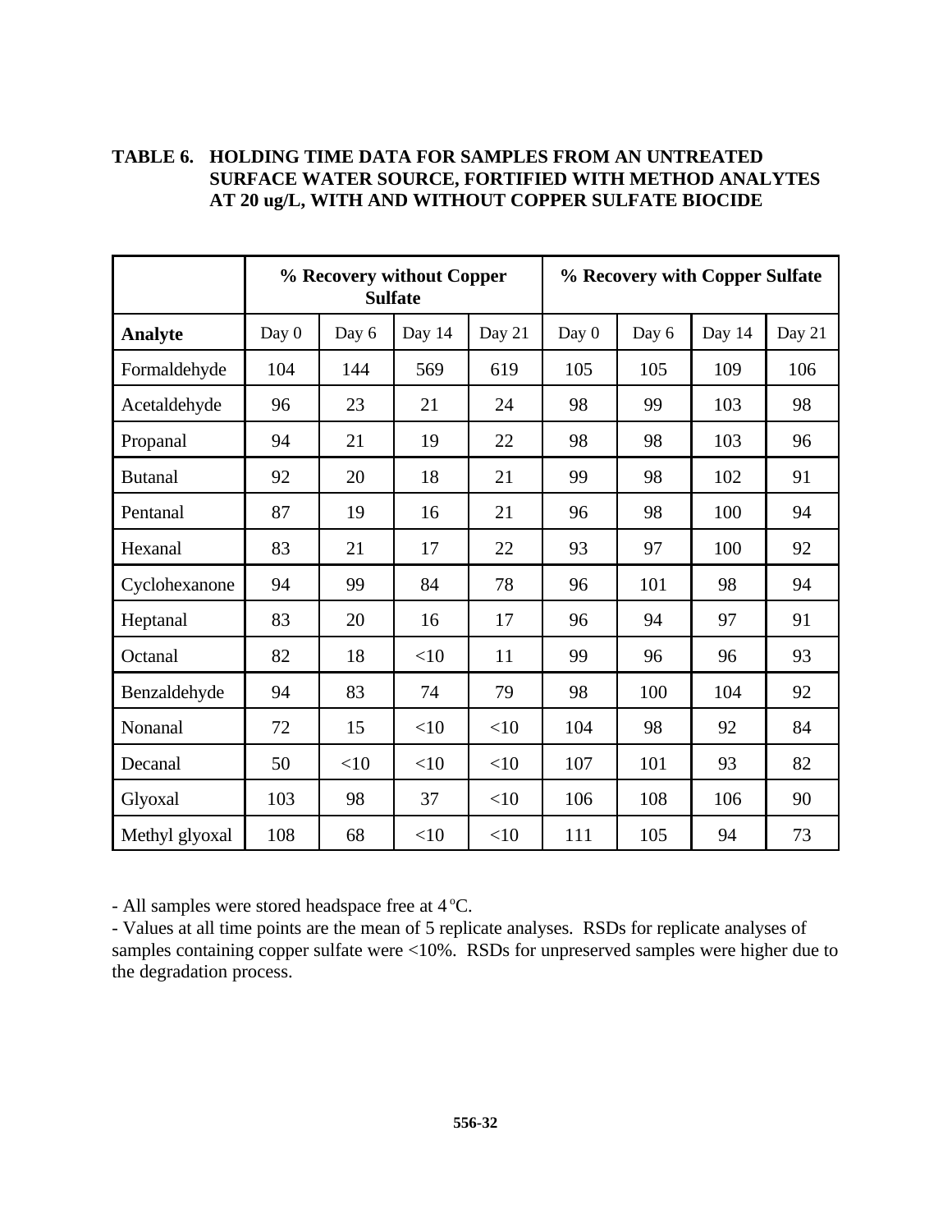**TABLE 6. HOLDING TIME DATA FOR SAMPLES FROM AN UNTREATED SURFACE WATER SOURCE, FORTIFIED WITH METHOD ANALYTES AT 20 ug/L, WITH AND WITHOUT COPPER SULFATE BIOCIDE**

| | % Recovery without Copper Sulfate | | | | % Recovery with Copper Sulfate | | | |
|---|---|---|---|---|---|---|---|---|
| **Analyte** | Day 0 | Day 6 | Day 14 | Day 21 | Day 0 | Day 6 | Day 14 | Day 21 |
| Formaldehyde | 104 | 144 | 569 | 619 | 105 | 105 | 109 | 106 |
| Acetaldehyde | 96 | 23 | 21 | 24 | 98 | 99 | 103 | 98 |
| Propanal | 94 | 21 | 19 | 22 | 98 | 98 | 103 | 96 |
| Butanal | 92 | 20 | 18 | 21 | 99 | 98 | 102 | 91 |
| Pentanal | 87 | 19 | 16 | 21 | 96 | 98 | 100 | 94 |
| Hexanal | 83 | 21 | 17 | 22 | 93 | 97 | 100 | 92 |
| Cyclohexanone | 94 | 99 | 84 | 78 | 96 | 101 | 98 | 94 |
| Heptanal | 83 | 20 | 16 | 17 | 96 | 94 | 97 | 91 |
| Octanal | 82 | 18 | <10 | 11 | 99 | 96 | 96 | 93 |
| Benzaldehyde | 94 | 83 | 74 | 79 | 98 | 100 | 104 | 92 |
| Nonanal | 72 | 15 | <10 | <10 | 104 | 98 | 92 | 84 |
| Decanal | 50 | <10 | <10 | <10 | 107 | 101 | 93 | 82 |
| Glyoxal | 103 | 98 | 37 | <10 | 106 | 108 | 106 | 90 |
| Methyl glyoxal | 108 | 68 | <10 | <10 | 111 | 105 | 94 | 73 |

- All samples were stored headspace free at 4 $^{o}$C.
- Values at all time points are the mean of 5 replicate analyses. RSDs for replicate analyses of samples containing copper sulfate were <10%. RSDs for unpreserved samples were higher due to the degradation process.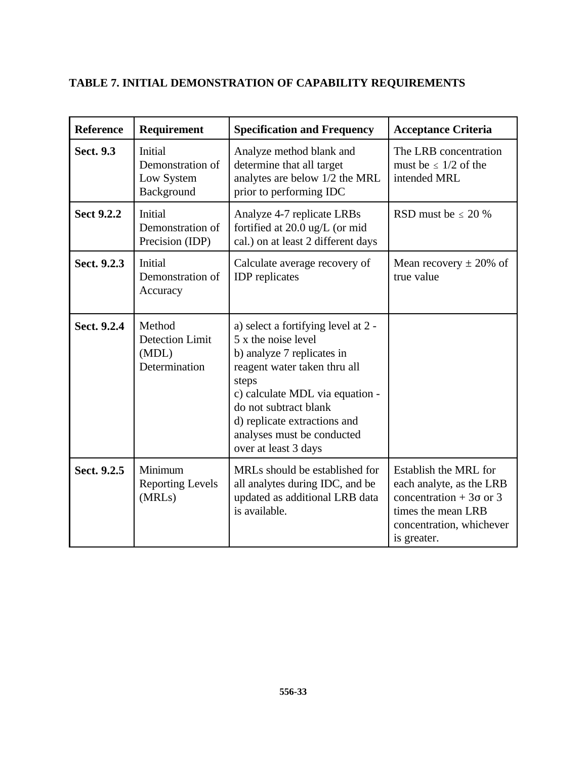**TABLE 7. INITIAL DEMONSTRATION OF CAPABILITY REQUIREMENTS**

| Reference | Requirement | Specification and Frequency | Acceptance Criteria |
|---|---|---|---|
| **Sect. 9.3** | Initial Demonstration of Low System Background | Analyze method blank and determine that all target analytes are below 1/2 the MRL prior to performing IDC | The LRB concentration must be ≤ 1/2 of the intended MRL |
| **Sect 9.2.2** | Initial Demonstration of Precision (IDP) | Analyze 4-7 replicate LRBs fortified at 20.0 ug/L (or mid cal.) on at least 2 different days | RSD must be ≤ 20 % |
| **Sect. 9.2.3** | Initial Demonstration of Accuracy | Calculate average recovery of IDP replicates | Mean recovery ± 20% of true value |
| **Sect. 9.2.4** | Method Detection Limit (MDL) Determination | a) select a fortifying level at 2 - 5 x the noise level<br>b) analyze 7 replicates in reagent water taken thru all steps<br>c) calculate MDL via equation - do not subtract blank<br>d) replicate extractions and analyses must be conducted over at least 3 days | |
| **Sect. 9.2.5** | Minimum Reporting Levels (MRLs) | MRLs should be established for all analytes during IDC, and be updated as additional LRB data is available. | Establish the MRL for each analyte, as the LRB concentration + 3σ or 3 times the mean LRB concentration, whichever is greater. |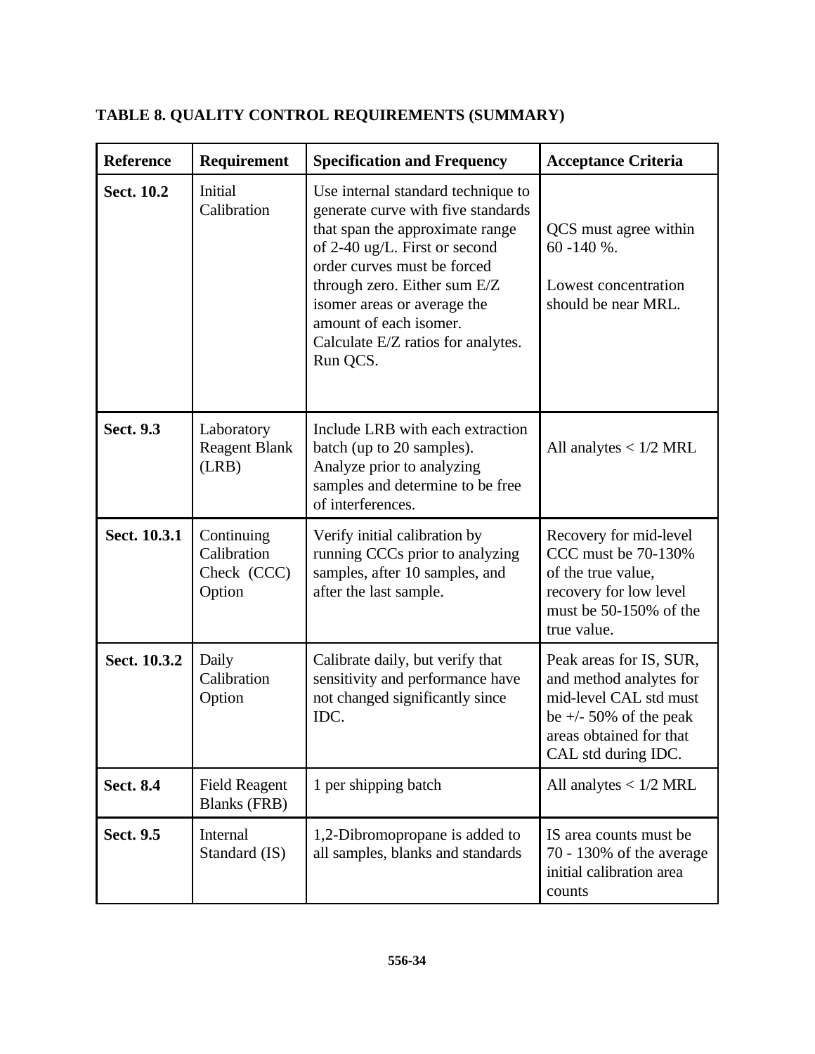## TABLE 8. QUALITY CONTROL REQUIREMENTS (SUMMARY)

| Reference | Requirement | Specification and Frequency | Acceptance Criteria |
|---|---|---|---|
| **Sect. 10.2** | Initial Calibration | Use internal standard technique to generate curve with five standards that span the approximate range of 2-40 ug/L. First or second order curves must be forced through zero. Either sum E/Z isomer areas or average the amount of each isomer. Calculate E/Z ratios for analytes. Run QCS. | QCS must agree within 60 -140 %.<br><br>Lowest concentration should be near MRL. |
| **Sect. 9.3** | Laboratory Reagent Blank (LRB) | Include LRB with each extraction batch (up to 20 samples). Analyze prior to analyzing samples and determine to be free of interferences. | All analytes < 1/2 MRL |
| **Sect. 10.3.1** | Continuing Calibration Check (CCC) Option | Verify initial calibration by running CCCs prior to analyzing samples, after 10 samples, and after the last sample. | Recovery for mid-level CCC must be 70-130% of the true value, recovery for low level must be 50-150% of the true value. |
| **Sect. 10.3.2** | Daily Calibration Option | Calibrate daily, but verify that sensitivity and performance have not changed significantly since IDC. | Peak areas for IS, SUR, and method analytes for mid-level CAL std must be +/- 50% of the peak areas obtained for that CAL std during IDC. |
| **Sect. 8.4** | Field Reagent Blanks (FRB) | 1 per shipping batch | All analytes < 1/2 MRL |
| **Sect. 9.5** | Internal Standard (IS) | 1,2-Dibromopropane is added to all samples, blanks and standards | IS area counts must be 70 - 130% of the average initial calibration area counts |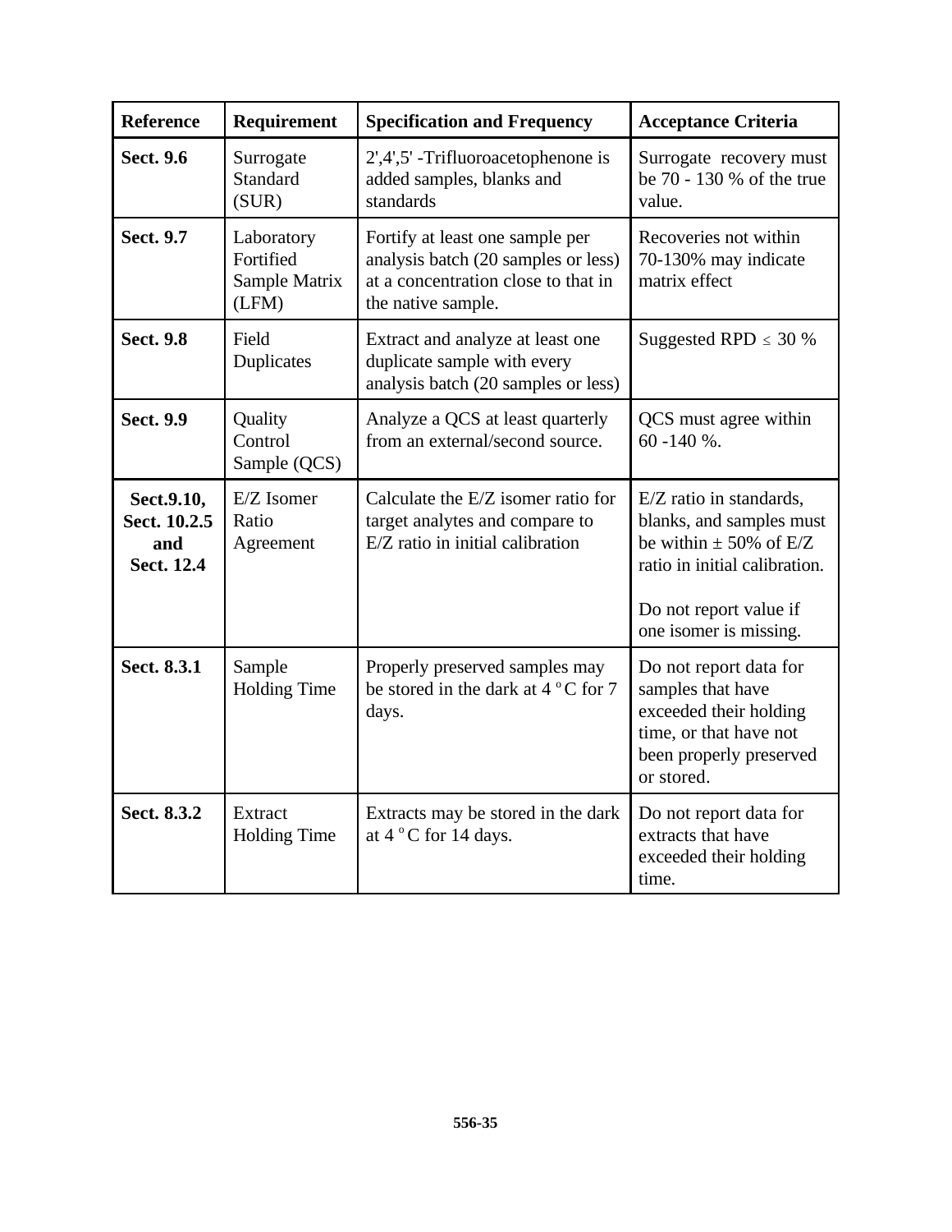| **Reference** | **Requirement** | **Specification and Frequency** | **Acceptance Criteria** |
|---|---|---|---|
| **Sect. 9.6** | Surrogate Standard (SUR) | 2',4',5' -Trifluoroacetophenone is added samples, blanks and standards | Surrogate recovery must be 70 - 130 % of the true value. |
| **Sect. 9.7** | Laboratory Fortified Sample Matrix (LFM) | Fortify at least one sample per analysis batch (20 samples or less) at a concentration close to that in the native sample. | Recoveries not within 70-130% may indicate matrix effect |
| **Sect. 9.8** | Field Duplicates | Extract and analyze at least one duplicate sample with every analysis batch (20 samples or less) | Suggested RPD $\leq$ 30 % |
| **Sect. 9.9** | Quality Control Sample (QCS) | Analyze a QCS at least quarterly from an external/second source. | QCS must agree within 60 -140 %. |
| **Sect.9.10, Sect. 10.2.5 and Sect. 12.4** | E/Z Isomer Ratio Agreement | Calculate the E/Z isomer ratio for target analytes and compare to E/Z ratio in initial calibration | E/Z ratio in standards, blanks, and samples must be within $\pm$ 50% of E/Z ratio in initial calibration. Do not report value if one isomer is missing. |
| **Sect. 8.3.1** | Sample Holding Time | Properly preserved samples may be stored in the dark at 4 $^{o}$C for 7 days. | Do not report data for samples that have exceeded their holding time, or that have not been properly preserved or stored. |
| **Sect. 8.3.2** | Extract Holding Time | Extracts may be stored in the dark at 4 $^{o}$C for 14 days. | Do not report data for extracts that have exceeded their holding time. |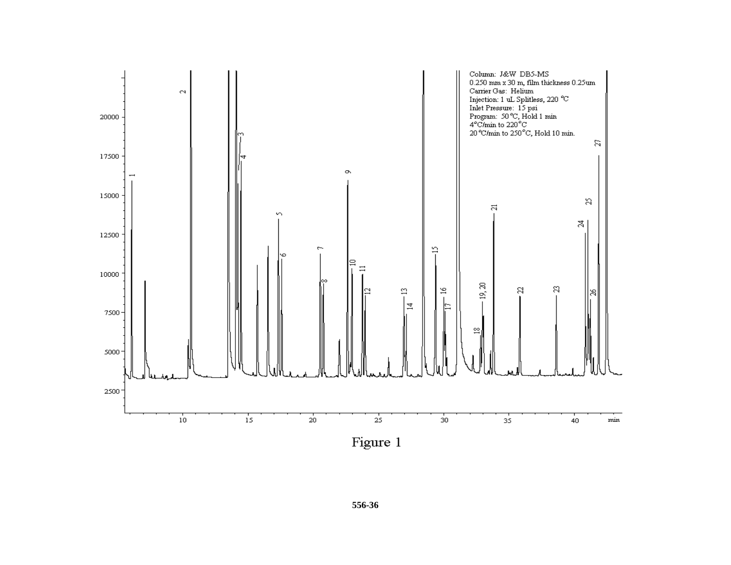Column: J&W DB5-MS
0.250 mm x 30 m, film thickness 0.25um
Carrier Gas: Helium
Injection: 1 uL Splitless, 220 °C
Inlet Pressure: 15 psi
Program: 50 °C, Hold 1 min
4 °C/min to 220 °C
20 °C/min to 250 °C, Hold 10 min.

Figure 1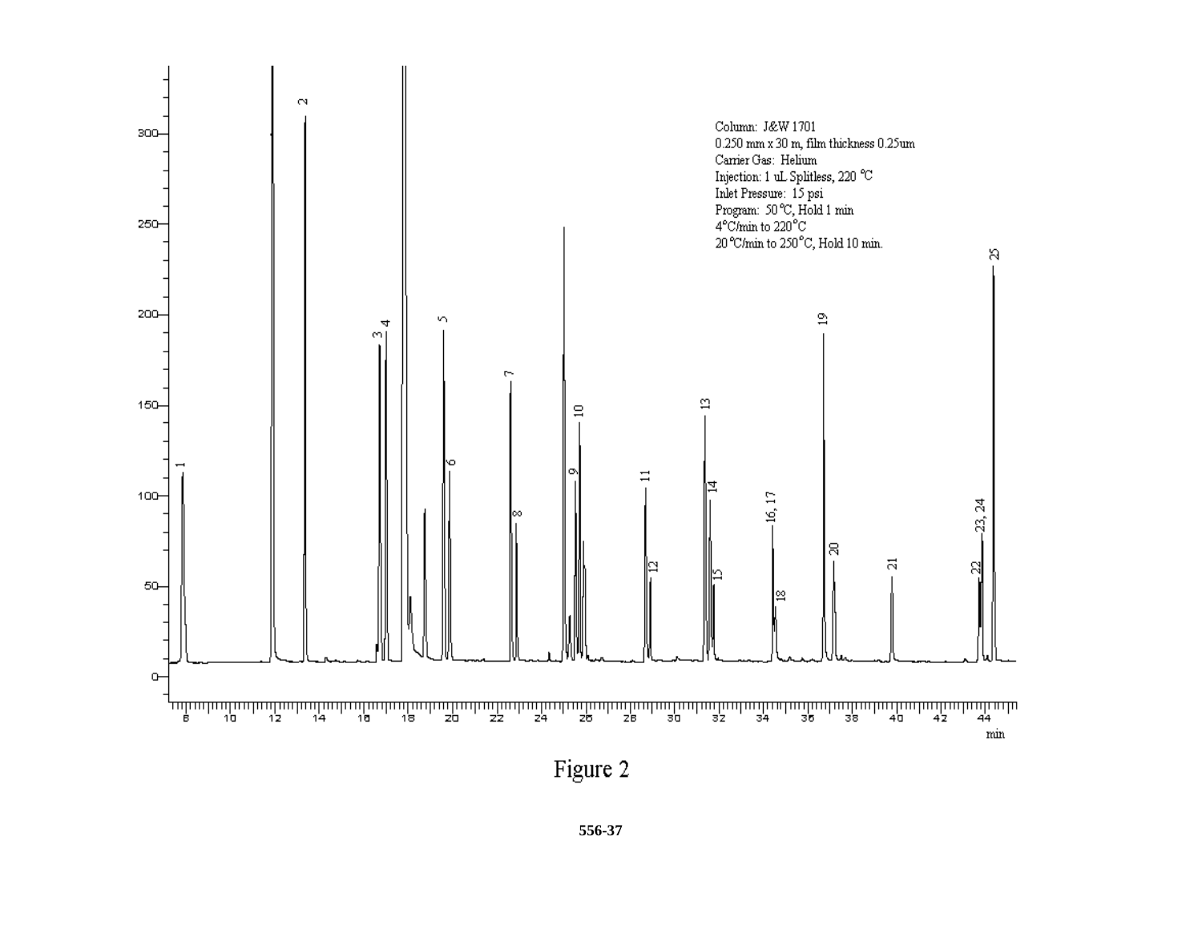Column: J&W 1701
0.250 mm x 30 m, film thickness 0.25um
Carrier Gas: Helium
Injection: 1 uL Splitless, 220 °C
Inlet Pressure: 15 psi
Program: 50 °C, Hold 1 min
4°C/min to 220°C
20 °C/min to 250°C, Hold 10 min.

1
2
3
4
5
6
7
8
9
10
11
12
13
14
15
16, 17
18
19
20
21
22
23, 24
25

0
50
100
150
200
250
300

8
10
12
14
16
18
20
22
24
26
28
30
32
34
36
38
40
42
44
min

Figure 2